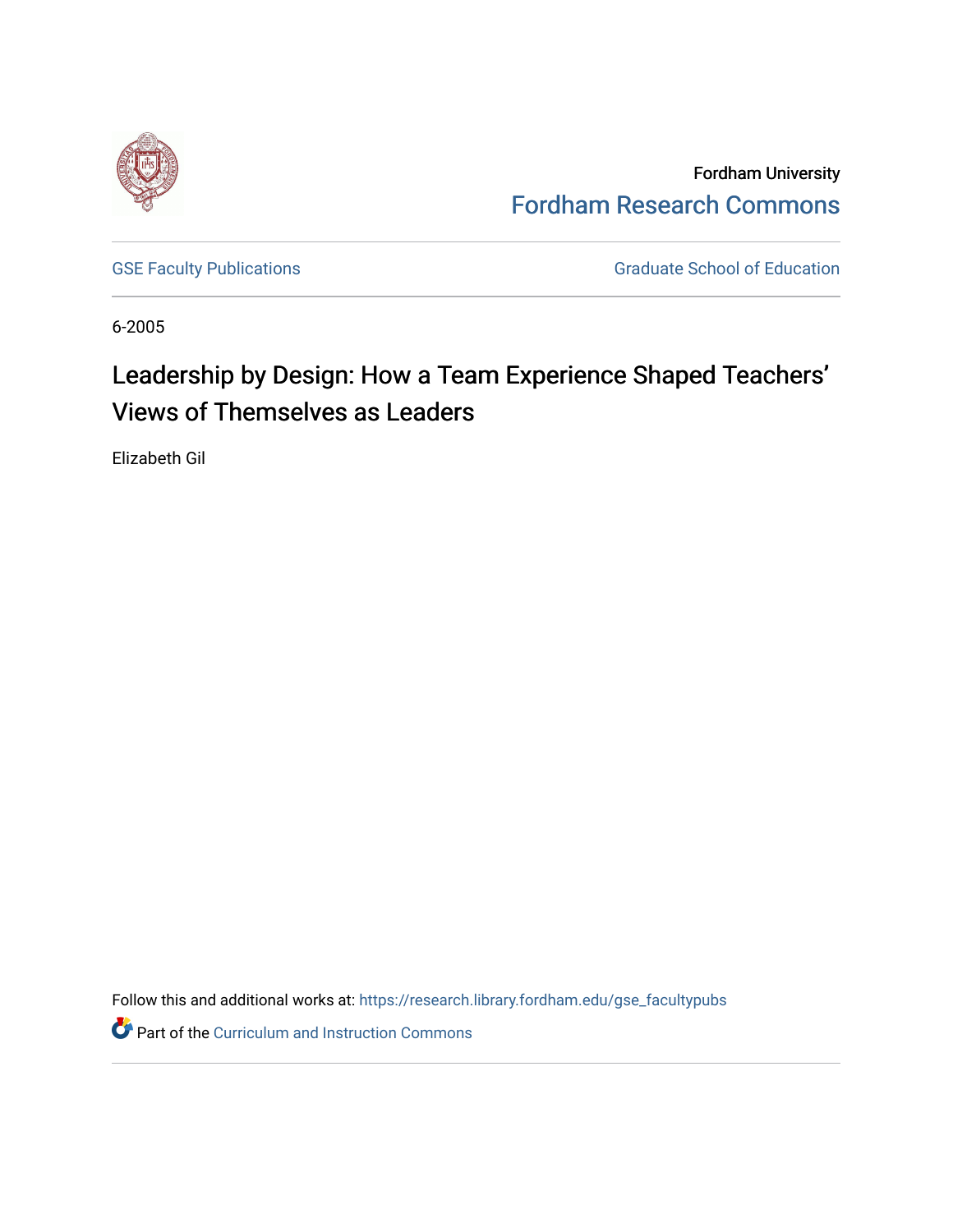Fordham University

Fordham Research Commons

GSE Faculty Publications

Graduate School of Education

6-2005

# Leadership by Design: How a Team Experience Shaped Teachers' Views of Themselves as Leaders

Elizabeth Gil

Follow this and additional works at: https://research.library.fordham.edu/gse_facultypubs

Part of the Curriculum and Instruction Commons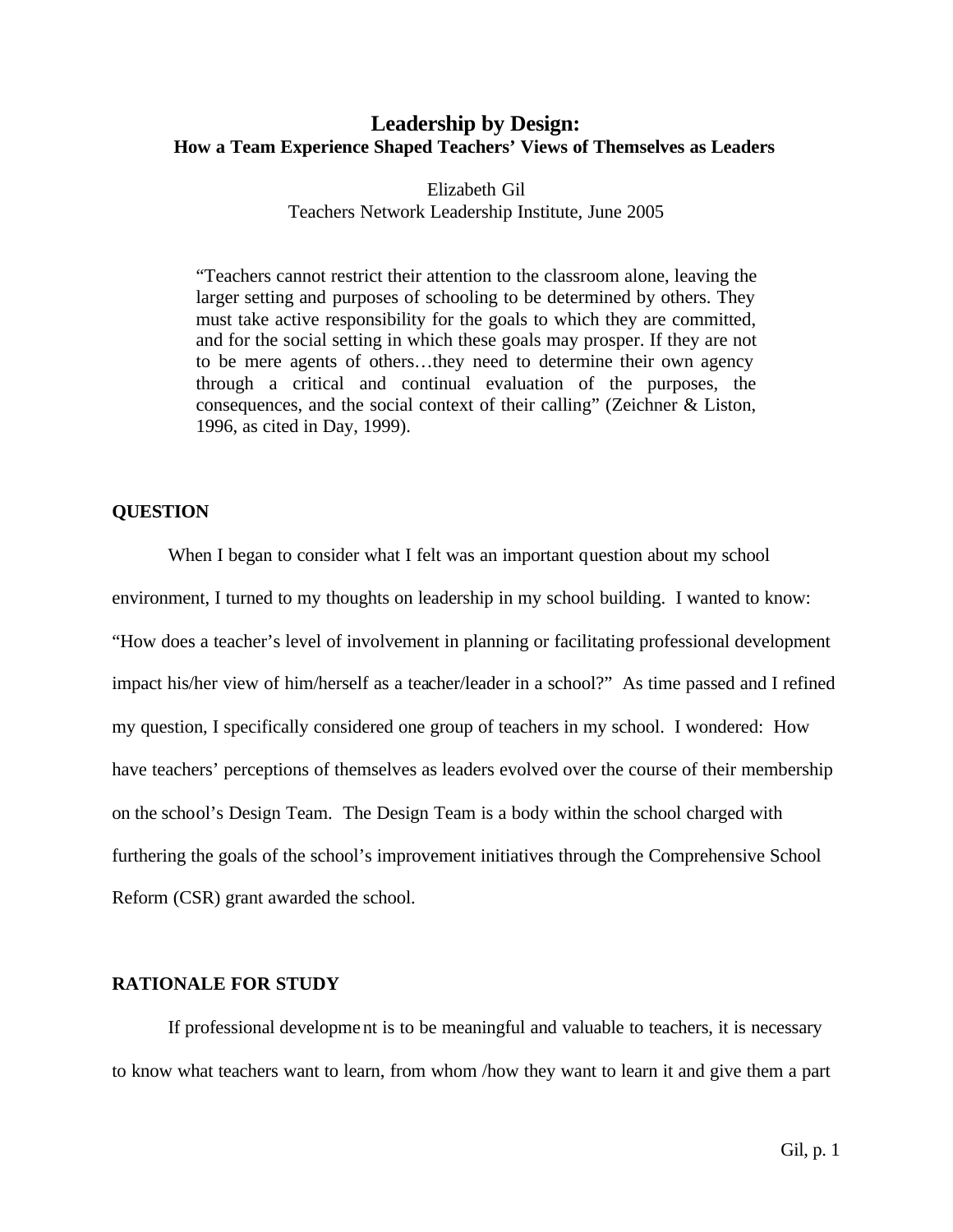# Leadership by Design:

## How a Team Experience Shaped Teachers' Views of Themselves as Leaders

Elizabeth Gil
Teachers Network Leadership Institute, June 2005

> "Teachers cannot restrict their attention to the classroom alone, leaving the larger setting and purposes of schooling to be determined by others. They must take active responsibility for the goals to which they are committed, and for the social setting in which these goals may prosper. If they are not to be mere agents of others…they need to determine their own agency through a critical and continual evaluation of the purposes, the consequences, and the social context of their calling" (Zeichner & Liston, 1996, as cited in Day, 1999).

### QUESTION

When I began to consider what I felt was an important question about my school environment, I turned to my thoughts on leadership in my school building. I wanted to know: "How does a teacher's level of involvement in planning or facilitating professional development impact his/her view of him/herself as a teacher/leader in a school?" As time passed and I refined my question, I specifically considered one group of teachers in my school. I wondered: How have teachers' perceptions of themselves as leaders evolved over the course of their membership on the school's Design Team. The Design Team is a body within the school charged with furthering the goals of the school's improvement initiatives through the Comprehensive School Reform (CSR) grant awarded the school.

### RATIONALE FOR STUDY

If professional development is to be meaningful and valuable to teachers, it is necessary to know what teachers want to learn, from whom /how they want to learn it and give them a part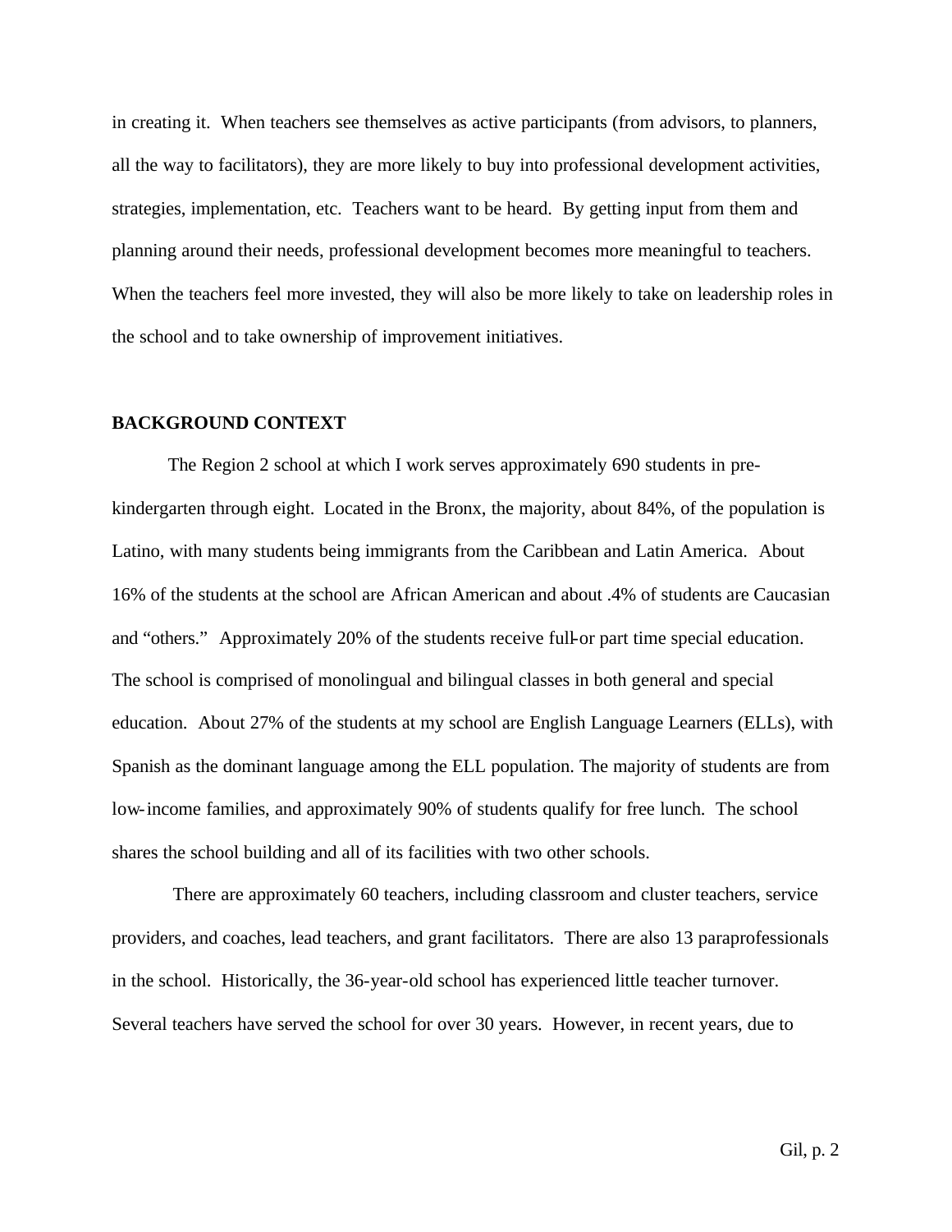in creating it. When teachers see themselves as active participants (from advisors, to planners, all the way to facilitators), they are more likely to buy into professional development activities, strategies, implementation, etc. Teachers want to be heard. By getting input from them and planning around their needs, professional development becomes more meaningful to teachers. When the teachers feel more invested, they will also be more likely to take on leadership roles in the school and to take ownership of improvement initiatives.

**BACKGROUND CONTEXT**

The Region 2 school at which I work serves approximately 690 students in pre-kindergarten through eight. Located in the Bronx, the majority, about 84%, of the population is Latino, with many students being immigrants from the Caribbean and Latin America. About 16% of the students at the school are African American and about .4% of students are Caucasian and "others." Approximately 20% of the students receive full-or part time special education. The school is comprised of monolingual and bilingual classes in both general and special education. About 27% of the students at my school are English Language Learners (ELLs), with Spanish as the dominant language among the ELL population. The majority of students are from low-income families, and approximately 90% of students qualify for free lunch. The school shares the school building and all of its facilities with two other schools.

There are approximately 60 teachers, including classroom and cluster teachers, service providers, and coaches, lead teachers, and grant facilitators. There are also 13 paraprofessionals in the school. Historically, the 36-year-old school has experienced little teacher turnover. Several teachers have served the school for over 30 years. However, in recent years, due to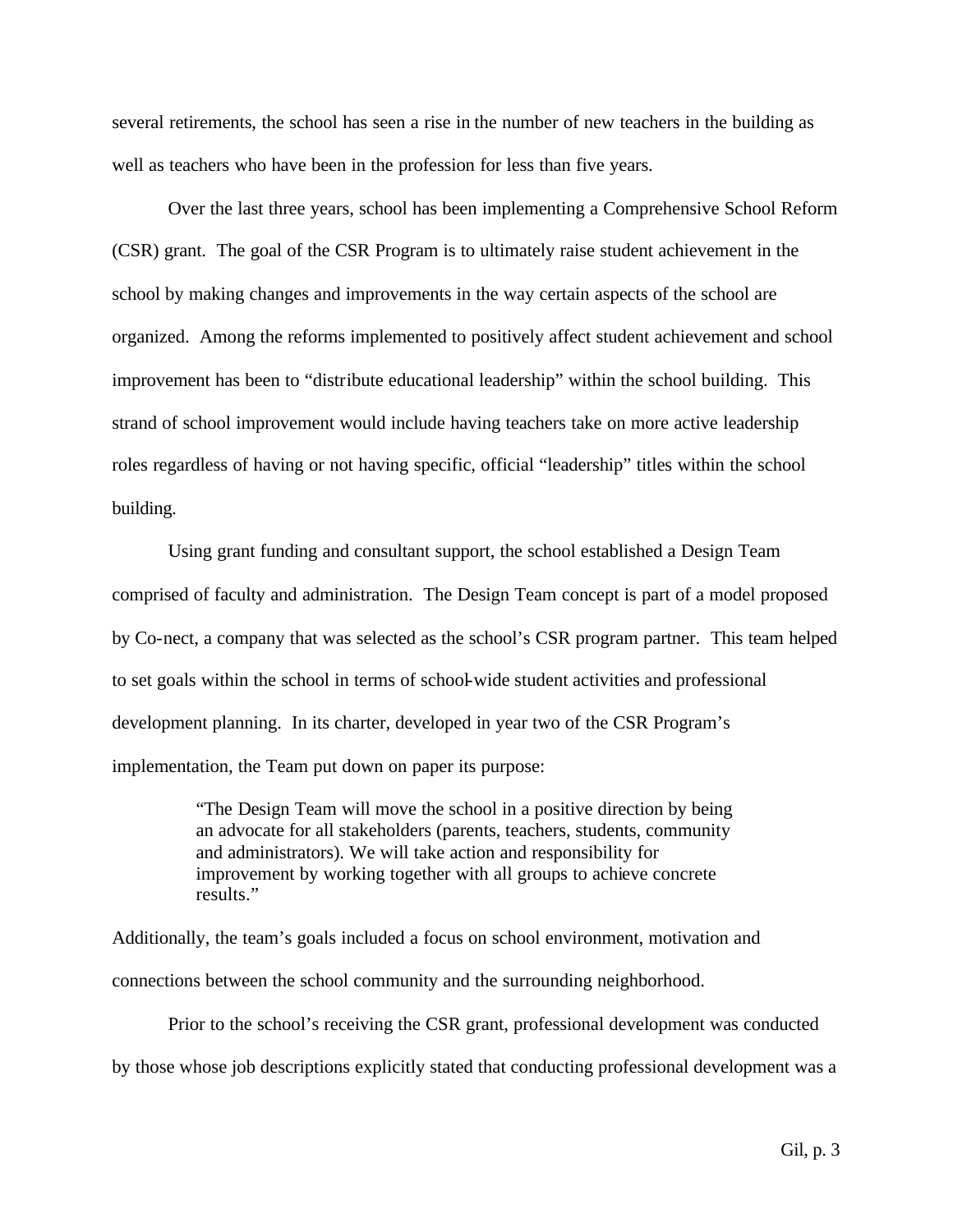several retirements, the school has seen a rise in the number of new teachers in the building as well as teachers who have been in the profession for less than five years.

Over the last three years, school has been implementing a Comprehensive School Reform (CSR) grant. The goal of the CSR Program is to ultimately raise student achievement in the school by making changes and improvements in the way certain aspects of the school are organized. Among the reforms implemented to positively affect student achievement and school improvement has been to "distribute educational leadership" within the school building. This strand of school improvement would include having teachers take on more active leadership roles regardless of having or not having specific, official "leadership" titles within the school building.

Using grant funding and consultant support, the school established a Design Team comprised of faculty and administration. The Design Team concept is part of a model proposed by Co-nect, a company that was selected as the school's CSR program partner. This team helped to set goals within the school in terms of school-wide student activities and professional development planning. In its charter, developed in year two of the CSR Program's implementation, the Team put down on paper its purpose:

> "The Design Team will move the school in a positive direction by being an advocate for all stakeholders (parents, teachers, students, community and administrators). We will take action and responsibility for improvement by working together with all groups to achieve concrete results."

Additionally, the team's goals included a focus on school environment, motivation and connections between the school community and the surrounding neighborhood.

Prior to the school's receiving the CSR grant, professional development was conducted by those whose job descriptions explicitly stated that conducting professional development was a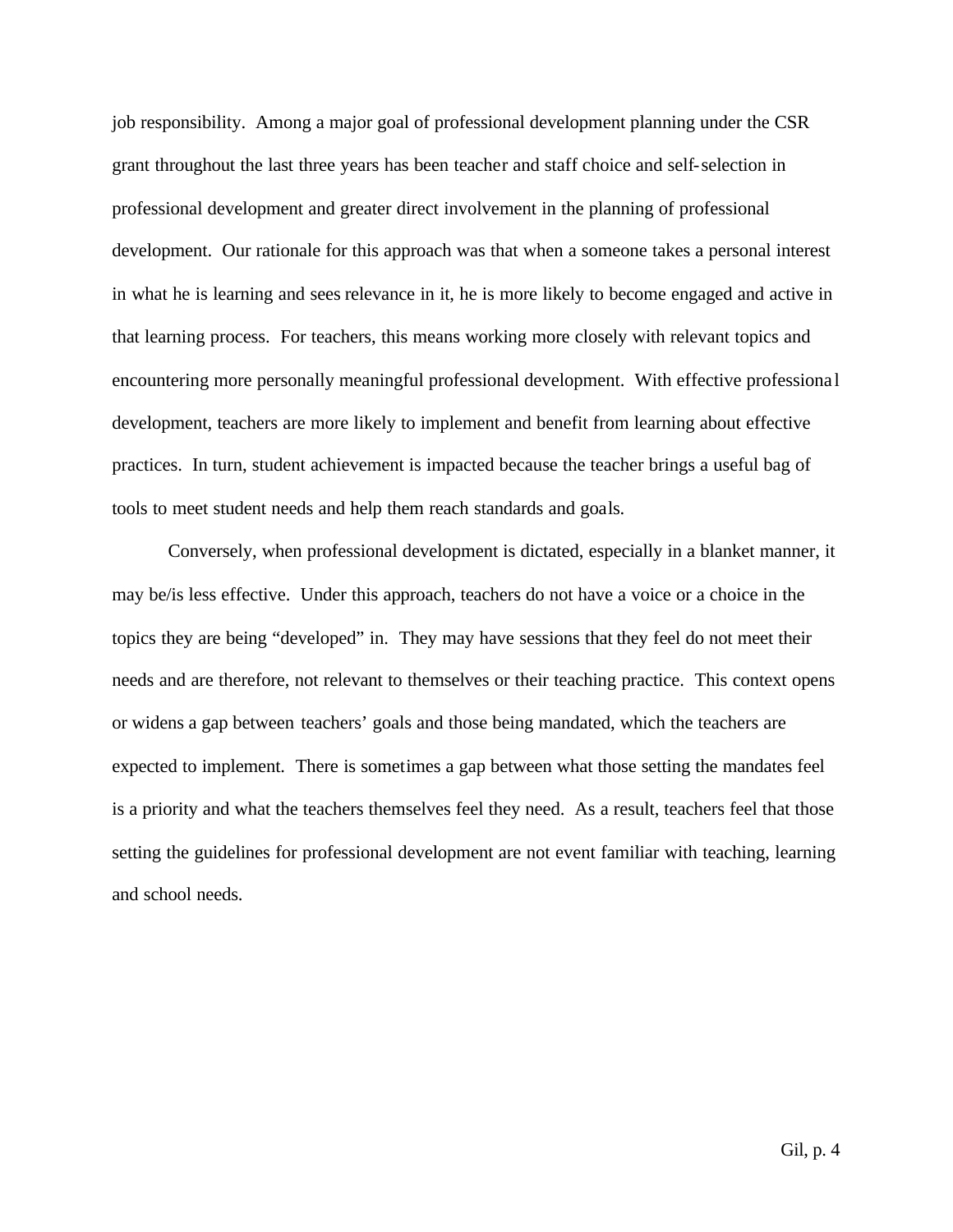job responsibility. Among a major goal of professional development planning under the CSR grant throughout the last three years has been teacher and staff choice and self-selection in professional development and greater direct involvement in the planning of professional development. Our rationale for this approach was that when a someone takes a personal interest in what he is learning and sees relevance in it, he is more likely to become engaged and active in that learning process. For teachers, this means working more closely with relevant topics and encountering more personally meaningful professional development. With effective professional development, teachers are more likely to implement and benefit from learning about effective practices. In turn, student achievement is impacted because the teacher brings a useful bag of tools to meet student needs and help them reach standards and goals.

Conversely, when professional development is dictated, especially in a blanket manner, it may be/is less effective. Under this approach, teachers do not have a voice or a choice in the topics they are being "developed" in. They may have sessions that they feel do not meet their needs and are therefore, not relevant to themselves or their teaching practice. This context opens or widens a gap between teachers' goals and those being mandated, which the teachers are expected to implement. There is sometimes a gap between what those setting the mandates feel is a priority and what the teachers themselves feel they need. As a result, teachers feel that those setting the guidelines for professional development are not event familiar with teaching, learning and school needs.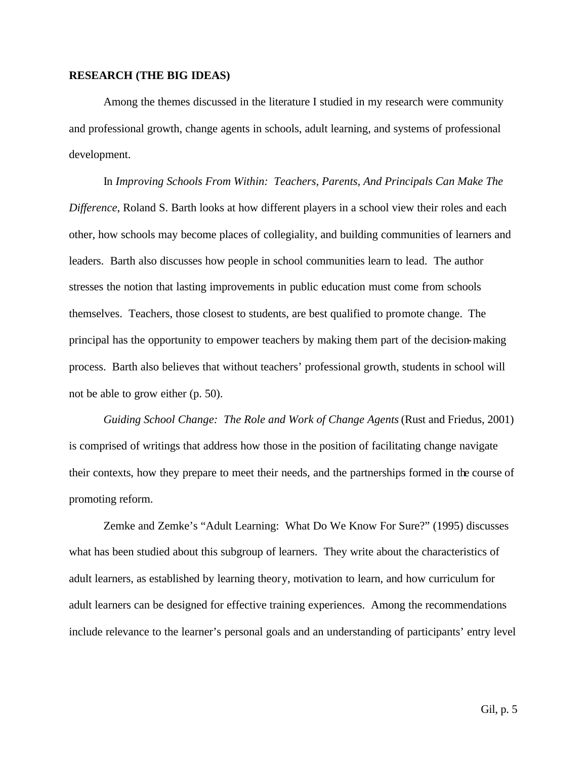**RESEARCH (THE BIG IDEAS)**

Among the themes discussed in the literature I studied in my research were community and professional growth, change agents in schools, adult learning, and systems of professional development.

In *Improving Schools From Within: Teachers, Parents, And Principals Can Make The Difference,* Roland S. Barth looks at how different players in a school view their roles and each other, how schools may become places of collegiality, and building communities of learners and leaders. Barth also discusses how people in school communities learn to lead. The author stresses the notion that lasting improvements in public education must come from schools themselves. Teachers, those closest to students, are best qualified to promote change. The principal has the opportunity to empower teachers by making them part of the decision-making process. Barth also believes that without teachers' professional growth, students in school will not be able to grow either (p. 50).

*Guiding School Change: The Role and Work of Change Agents* (Rust and Friedus, 2001) is comprised of writings that address how those in the position of facilitating change navigate their contexts, how they prepare to meet their needs, and the partnerships formed in the course of promoting reform.

Zemke and Zemke's "Adult Learning: What Do We Know For Sure?" (1995) discusses what has been studied about this subgroup of learners. They write about the characteristics of adult learners, as established by learning theory, motivation to learn, and how curriculum for adult learners can be designed for effective training experiences. Among the recommendations include relevance to the learner's personal goals and an understanding of participants' entry level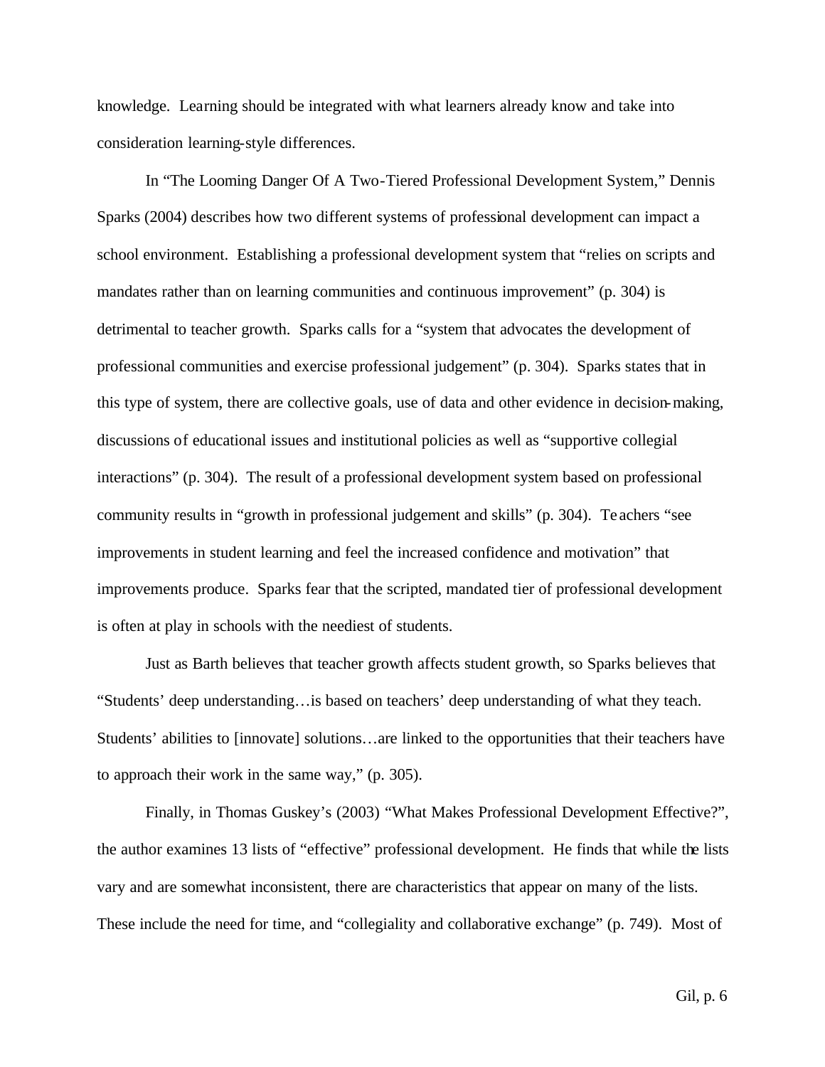knowledge. Learning should be integrated with what learners already know and take into consideration learning-style differences.

In "The Looming Danger Of A Two-Tiered Professional Development System," Dennis Sparks (2004) describes how two different systems of professional development can impact a school environment. Establishing a professional development system that "relies on scripts and mandates rather than on learning communities and continuous improvement" (p. 304) is detrimental to teacher growth. Sparks calls for a "system that advocates the development of professional communities and exercise professional judgement" (p. 304). Sparks states that in this type of system, there are collective goals, use of data and other evidence in decision-making, discussions of educational issues and institutional policies as well as "supportive collegial interactions" (p. 304). The result of a professional development system based on professional community results in "growth in professional judgement and skills" (p. 304). Teachers "see improvements in student learning and feel the increased confidence and motivation" that improvements produce. Sparks fear that the scripted, mandated tier of professional development is often at play in schools with the neediest of students.

Just as Barth believes that teacher growth affects student growth, so Sparks believes that "Students' deep understanding…is based on teachers' deep understanding of what they teach. Students' abilities to [innovate] solutions…are linked to the opportunities that their teachers have to approach their work in the same way," (p. 305).

Finally, in Thomas Guskey's (2003) "What Makes Professional Development Effective?", the author examines 13 lists of "effective" professional development. He finds that while the lists vary and are somewhat inconsistent, there are characteristics that appear on many of the lists. These include the need for time, and "collegiality and collaborative exchange" (p. 749). Most of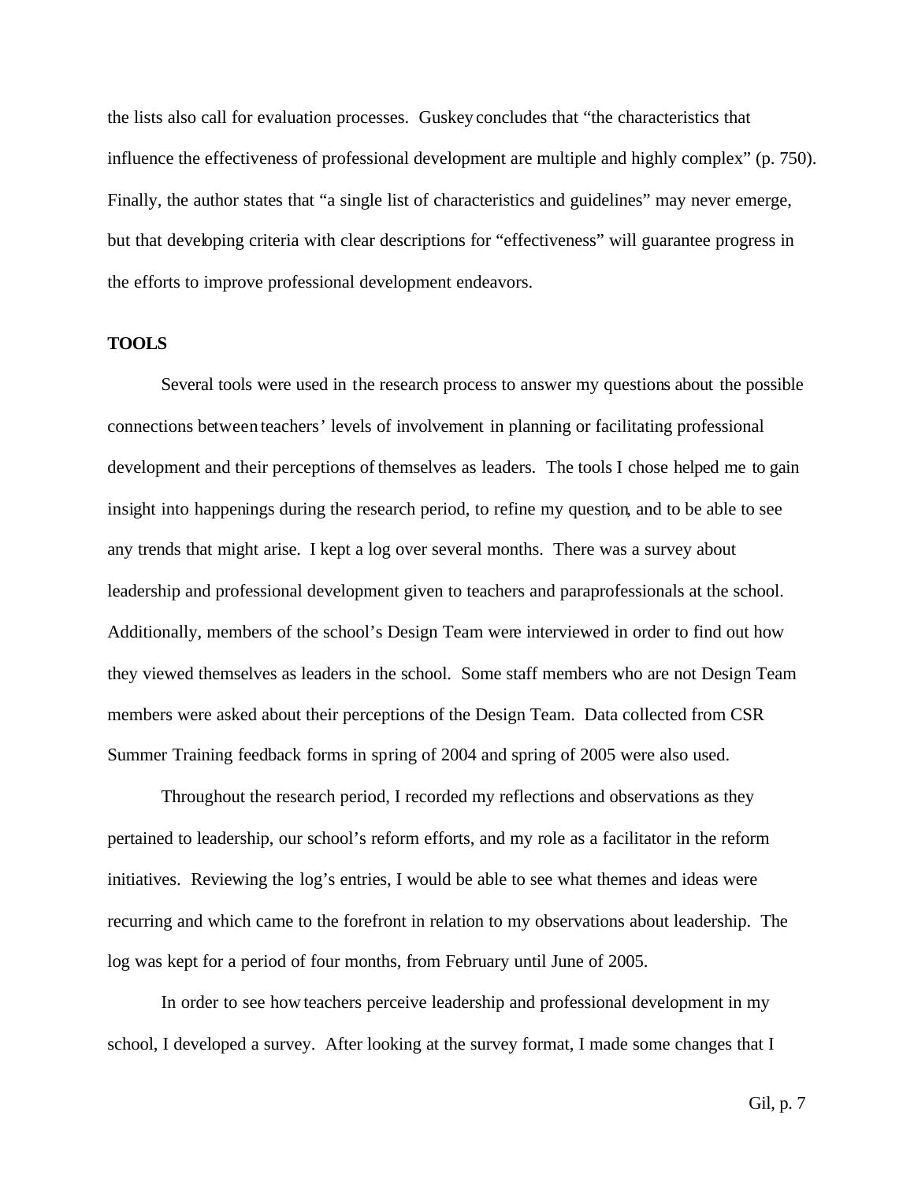the lists also call for evaluation processes. Guskey concludes that "the characteristics that influence the effectiveness of professional development are multiple and highly complex" (p. 750). Finally, the author states that "a single list of characteristics and guidelines" may never emerge, but that developing criteria with clear descriptions for "effectiveness" will guarantee progress in the efforts to improve professional development endeavors.

**TOOLS**

Several tools were used in the research process to answer my questions about the possible connections between teachers' levels of involvement in planning or facilitating professional development and their perceptions of themselves as leaders. The tools I chose helped me to gain insight into happenings during the research period, to refine my question, and to be able to see any trends that might arise. I kept a log over several months. There was a survey about leadership and professional development given to teachers and paraprofessionals at the school. Additionally, members of the school's Design Team were interviewed in order to find out how they viewed themselves as leaders in the school. Some staff members who are not Design Team members were asked about their perceptions of the Design Team. Data collected from CSR Summer Training feedback forms in spring of 2004 and spring of 2005 were also used.

Throughout the research period, I recorded my reflections and observations as they pertained to leadership, our school's reform efforts, and my role as a facilitator in the reform initiatives. Reviewing the log's entries, I would be able to see what themes and ideas were recurring and which came to the forefront in relation to my observations about leadership. The log was kept for a period of four months, from February until June of 2005.

In order to see how teachers perceive leadership and professional development in my school, I developed a survey. After looking at the survey format, I made some changes that I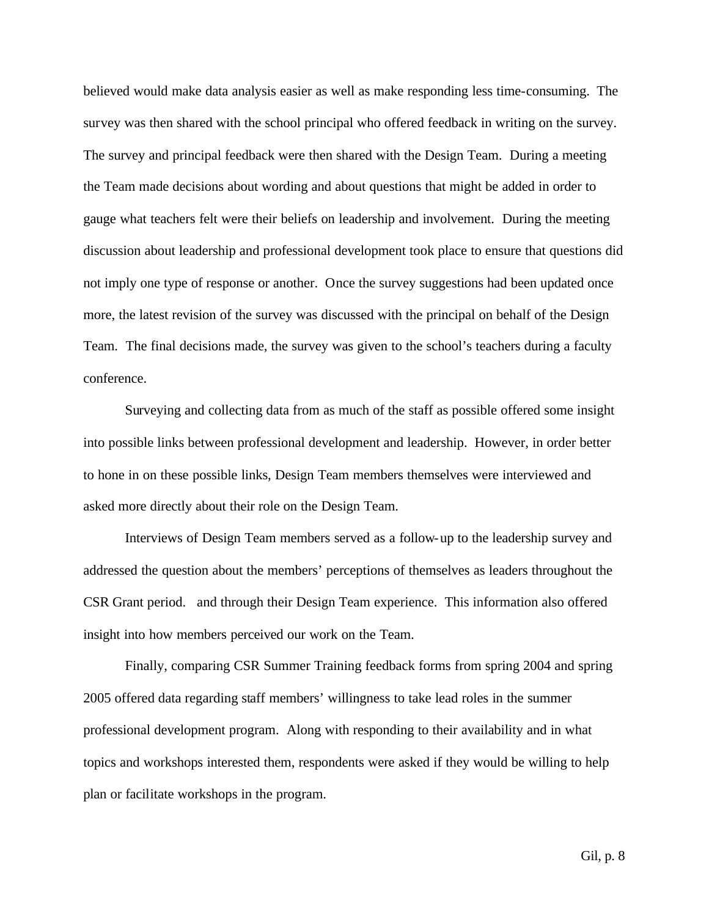believed would make data analysis easier as well as make responding less time-consuming. The survey was then shared with the school principal who offered feedback in writing on the survey. The survey and principal feedback were then shared with the Design Team. During a meeting the Team made decisions about wording and about questions that might be added in order to gauge what teachers felt were their beliefs on leadership and involvement. During the meeting discussion about leadership and professional development took place to ensure that questions did not imply one type of response or another. Once the survey suggestions had been updated once more, the latest revision of the survey was discussed with the principal on behalf of the Design Team. The final decisions made, the survey was given to the school's teachers during a faculty conference.

Surveying and collecting data from as much of the staff as possible offered some insight into possible links between professional development and leadership. However, in order better to hone in on these possible links, Design Team members themselves were interviewed and asked more directly about their role on the Design Team.

Interviews of Design Team members served as a follow-up to the leadership survey and addressed the question about the members' perceptions of themselves as leaders throughout the CSR Grant period. and through their Design Team experience. This information also offered insight into how members perceived our work on the Team.

Finally, comparing CSR Summer Training feedback forms from spring 2004 and spring 2005 offered data regarding staff members' willingness to take lead roles in the summer professional development program. Along with responding to their availability and in what topics and workshops interested them, respondents were asked if they would be willing to help plan or facilitate workshops in the program.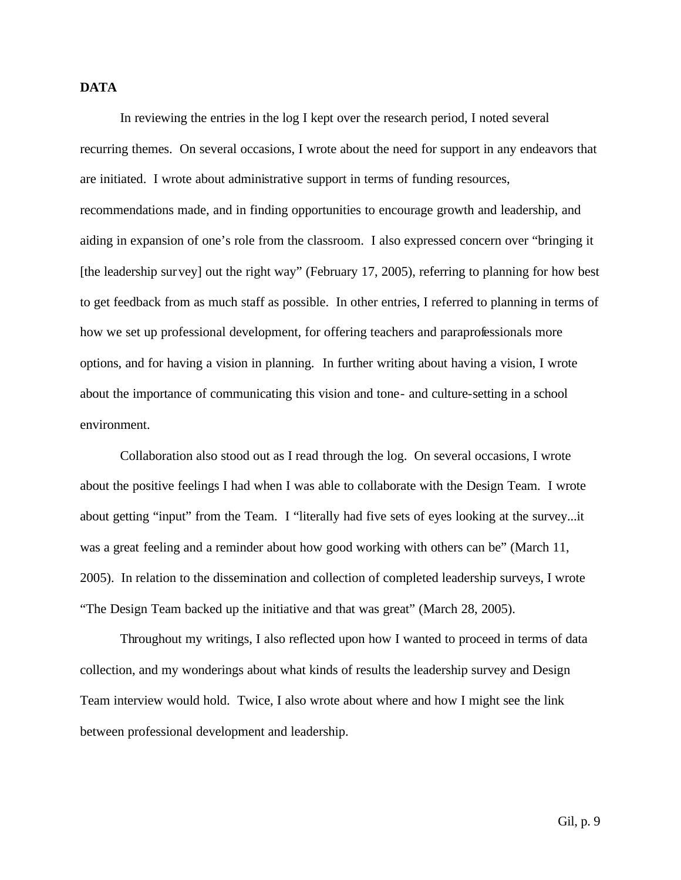**DATA**

In reviewing the entries in the log I kept over the research period, I noted several recurring themes. On several occasions, I wrote about the need for support in any endeavors that are initiated. I wrote about administrative support in terms of funding resources, recommendations made, and in finding opportunities to encourage growth and leadership, and aiding in expansion of one's role from the classroom. I also expressed concern over "bringing it [the leadership survey] out the right way" (February 17, 2005), referring to planning for how best to get feedback from as much staff as possible. In other entries, I referred to planning in terms of how we set up professional development, for offering teachers and paraprofessionals more options, and for having a vision in planning. In further writing about having a vision, I wrote about the importance of communicating this vision and tone- and culture-setting in a school environment.

Collaboration also stood out as I read through the log. On several occasions, I wrote about the positive feelings I had when I was able to collaborate with the Design Team. I wrote about getting "input" from the Team. I "literally had five sets of eyes looking at the survey...it was a great feeling and a reminder about how good working with others can be" (March 11, 2005). In relation to the dissemination and collection of completed leadership surveys, I wrote "The Design Team backed up the initiative and that was great" (March 28, 2005).

Throughout my writings, I also reflected upon how I wanted to proceed in terms of data collection, and my wonderings about what kinds of results the leadership survey and Design Team interview would hold. Twice, I also wrote about where and how I might see the link between professional development and leadership.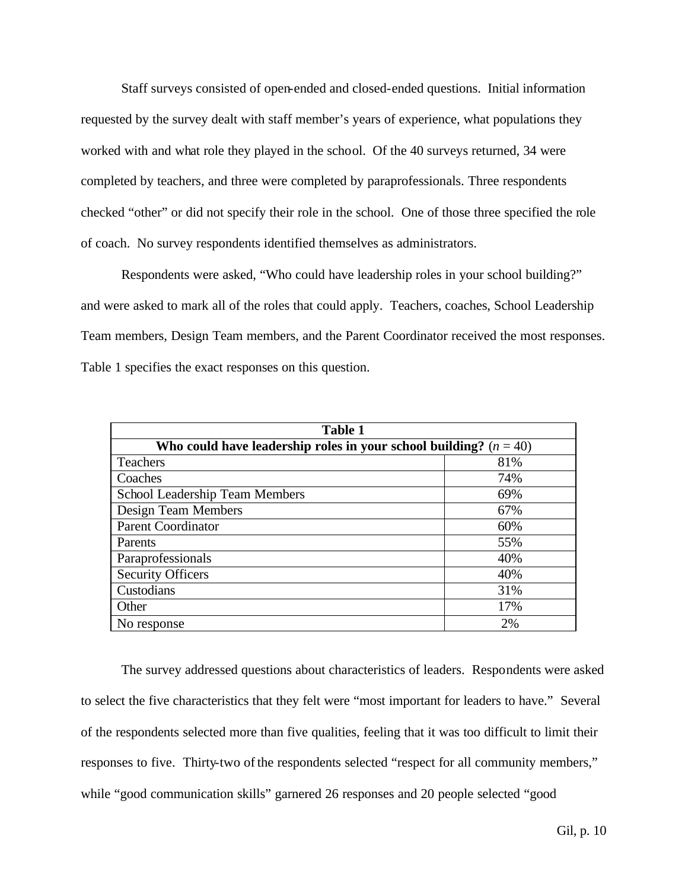Staff surveys consisted of open-ended and closed-ended questions. Initial information requested by the survey dealt with staff member's years of experience, what populations they worked with and what role they played in the school. Of the 40 surveys returned, 34 were completed by teachers, and three were completed by paraprofessionals. Three respondents checked "other" or did not specify their role in the school. One of those three specified the role of coach. No survey respondents identified themselves as administrators.

Respondents were asked, "Who could have leadership roles in your school building?" and were asked to mark all of the roles that could apply. Teachers, coaches, School Leadership Team members, Design Team members, and the Parent Coordinator received the most responses. Table 1 specifies the exact responses on this question.

| **Table 1** | |
|---|---|
| **Who could have leadership roles in your school building?** ($n$ = 40) | |
| Teachers | 81% |
| Coaches | 74% |
| School Leadership Team Members | 69% |
| Design Team Members | 67% |
| Parent Coordinator | 60% |
| Parents | 55% |
| Paraprofessionals | 40% |
| Security Officers | 40% |
| Custodians | 31% |
| Other | 17% |
| No response | 2% |

The survey addressed questions about characteristics of leaders. Respondents were asked to select the five characteristics that they felt were "most important for leaders to have." Several of the respondents selected more than five qualities, feeling that it was too difficult to limit their responses to five. Thirty-two of the respondents selected "respect for all community members," while "good communication skills" garnered 26 responses and 20 people selected "good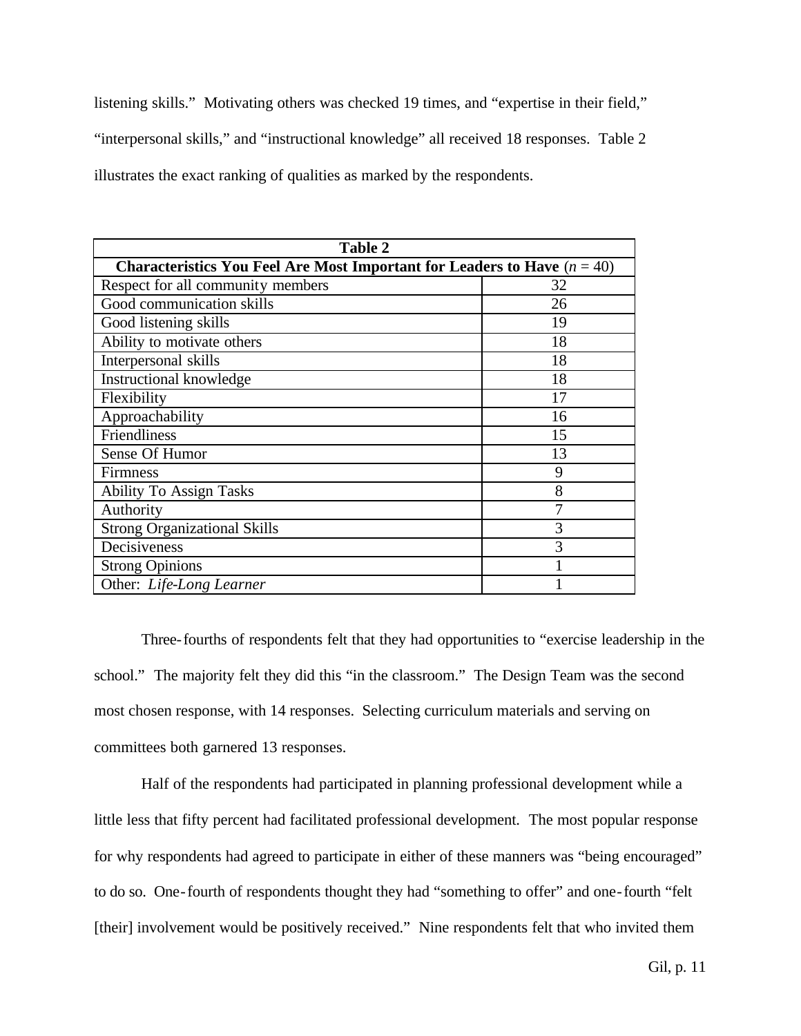listening skills." Motivating others was checked 19 times, and "expertise in their field," "interpersonal skills," and "instructional knowledge" all received 18 responses. Table 2 illustrates the exact ranking of qualities as marked by the respondents.

| **Table 2** | |
|---|---|
| **Characteristics You Feel Are Most Important for Leaders to Have** ($n$ = 40) | |
| Respect for all community members | 32 |
| Good communication skills | 26 |
| Good listening skills | 19 |
| Ability to motivate others | 18 |
| Interpersonal skills | 18 |
| Instructional knowledge | 18 |
| Flexibility | 17 |
| Approachability | 16 |
| Friendliness | 15 |
| Sense Of Humor | 13 |
| Firmness | 9 |
| Ability To Assign Tasks | 8 |
| Authority | 7 |
| Strong Organizational Skills | 3 |
| Decisiveness | 3 |
| Strong Opinions | 1 |
| Other: *Life-Long Learner* | 1 |

Three-fourths of respondents felt that they had opportunities to "exercise leadership in the school." The majority felt they did this "in the classroom." The Design Team was the second most chosen response, with 14 responses. Selecting curriculum materials and serving on committees both garnered 13 responses.

Half of the respondents had participated in planning professional development while a little less that fifty percent had facilitated professional development. The most popular response for why respondents had agreed to participate in either of these manners was "being encouraged" to do so. One-fourth of respondents thought they had "something to offer" and one-fourth "felt [their] involvement would be positively received." Nine respondents felt that who invited them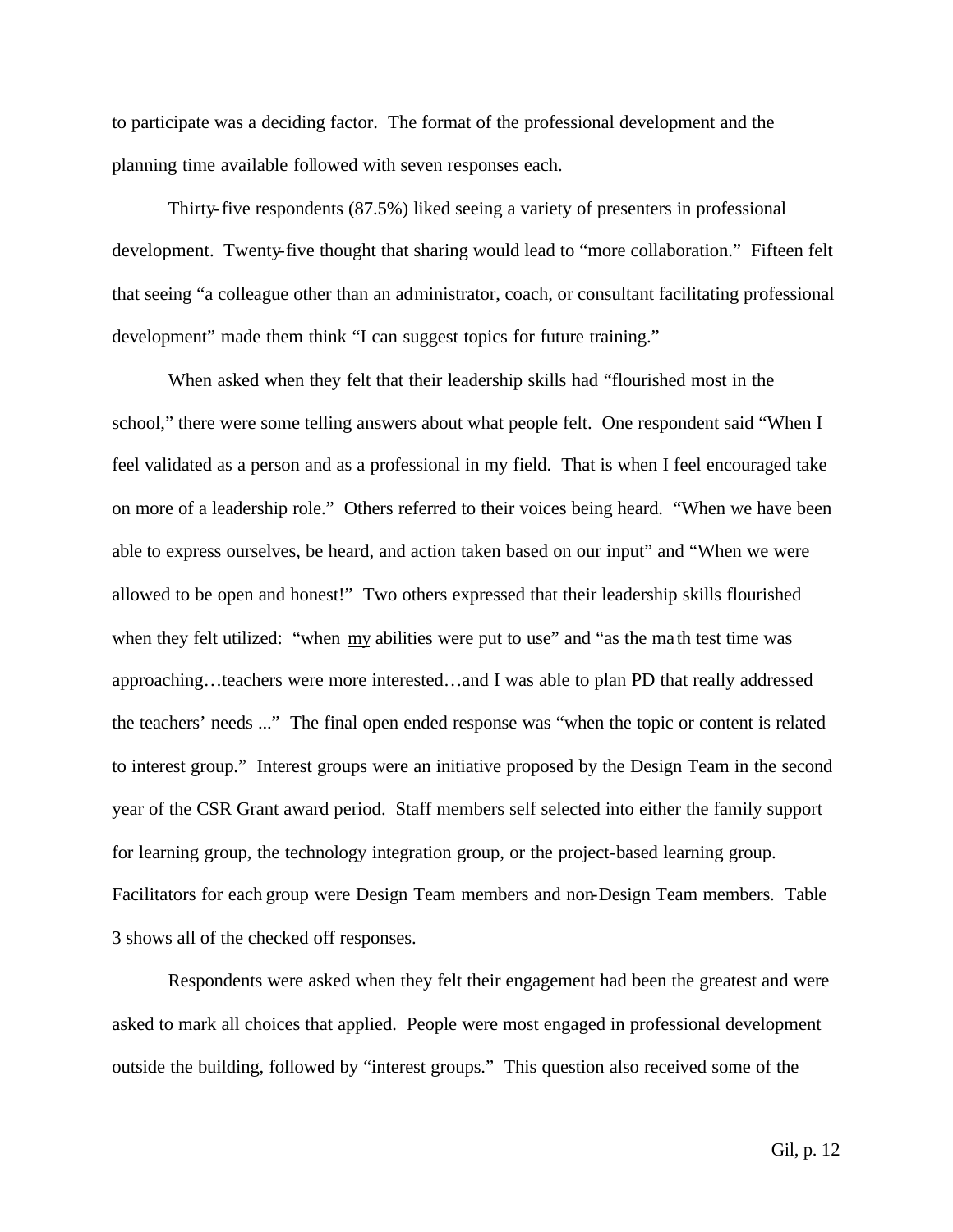to participate was a deciding factor. The format of the professional development and the planning time available followed with seven responses each.

Thirty-five respondents (87.5%) liked seeing a variety of presenters in professional development. Twenty-five thought that sharing would lead to "more collaboration." Fifteen felt that seeing "a colleague other than an administrator, coach, or consultant facilitating professional development" made them think "I can suggest topics for future training."

When asked when they felt that their leadership skills had "flourished most in the school," there were some telling answers about what people felt. One respondent said "When I feel validated as a person and as a professional in my field. That is when I feel encouraged take on more of a leadership role." Others referred to their voices being heard. "When we have been able to express ourselves, be heard, and action taken based on our input" and "When we were allowed to be open and honest!" Two others expressed that their leadership skills flourished when they felt utilized: "when <u>my</u> abilities were put to use" and "as the math test time was approaching…teachers were more interested…and I was able to plan PD that really addressed the teachers' needs ..." The final open ended response was "when the topic or content is related to interest group." Interest groups were an initiative proposed by the Design Team in the second year of the CSR Grant award period. Staff members self selected into either the family support for learning group, the technology integration group, or the project-based learning group. Facilitators for each group were Design Team members and non-Design Team members. Table 3 shows all of the checked off responses.

Respondents were asked when they felt their engagement had been the greatest and were asked to mark all choices that applied. People were most engaged in professional development outside the building, followed by "interest groups." This question also received some of the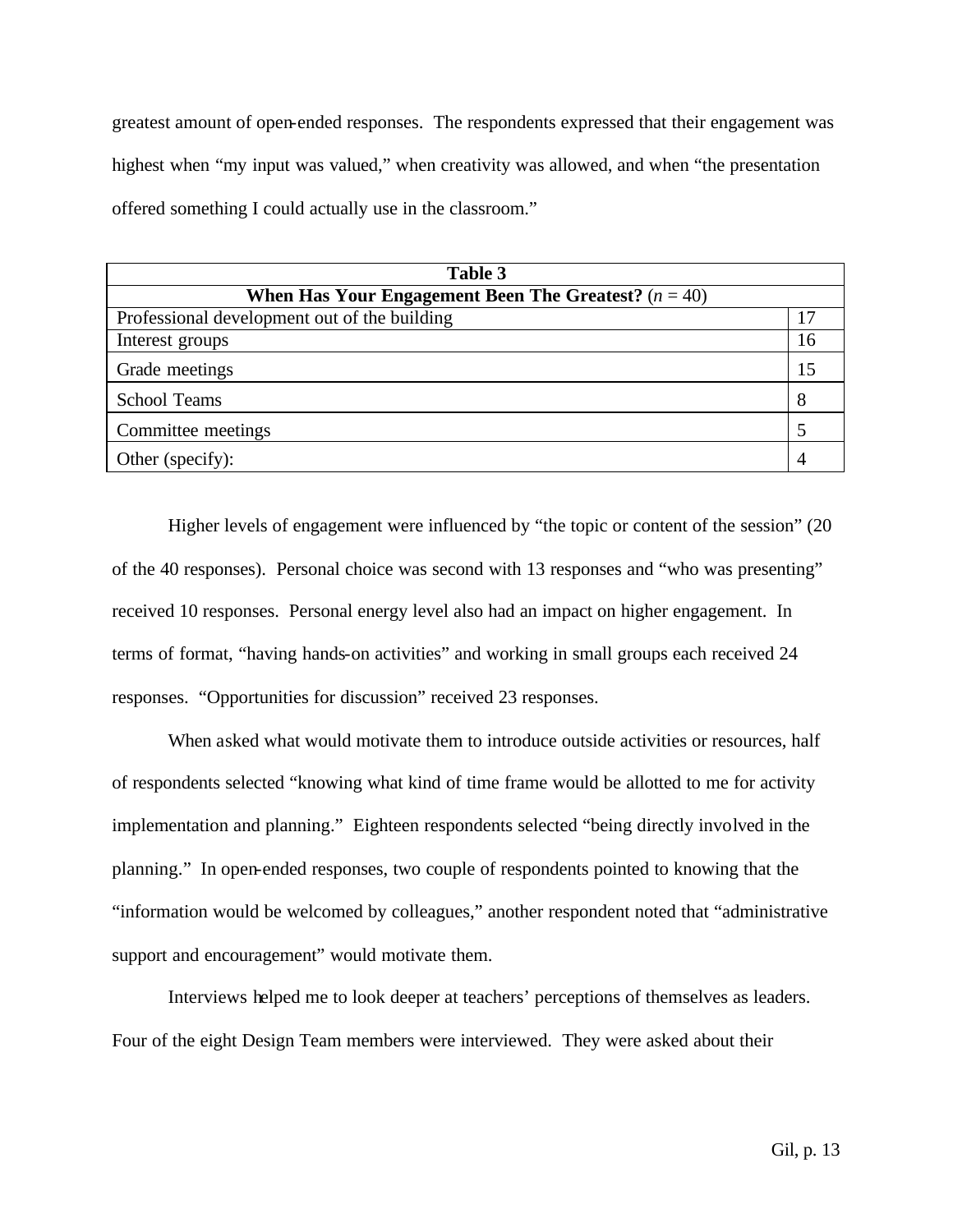greatest amount of open-ended responses. The respondents expressed that their engagement was highest when "my input was valued," when creativity was allowed, and when "the presentation offered something I could actually use in the classroom."

| **Table 3** | |
|---|---|
| **When Has Your Engagement Been The Greatest?** (*n* = 40) | |
| Professional development out of the building | 17 |
| Interest groups | 16 |
| Grade meetings | 15 |
| School Teams | 8 |
| Committee meetings | 5 |
| Other (specify): | 4 |

Higher levels of engagement were influenced by "the topic or content of the session" (20 of the 40 responses). Personal choice was second with 13 responses and "who was presenting" received 10 responses. Personal energy level also had an impact on higher engagement. In terms of format, "having hands-on activities" and working in small groups each received 24 responses. "Opportunities for discussion" received 23 responses.

When asked what would motivate them to introduce outside activities or resources, half of respondents selected "knowing what kind of time frame would be allotted to me for activity implementation and planning." Eighteen respondents selected "being directly involved in the planning." In open-ended responses, two couple of respondents pointed to knowing that the "information would be welcomed by colleagues," another respondent noted that "administrative support and encouragement" would motivate them.

Interviews helped me to look deeper at teachers' perceptions of themselves as leaders. Four of the eight Design Team members were interviewed. They were asked about their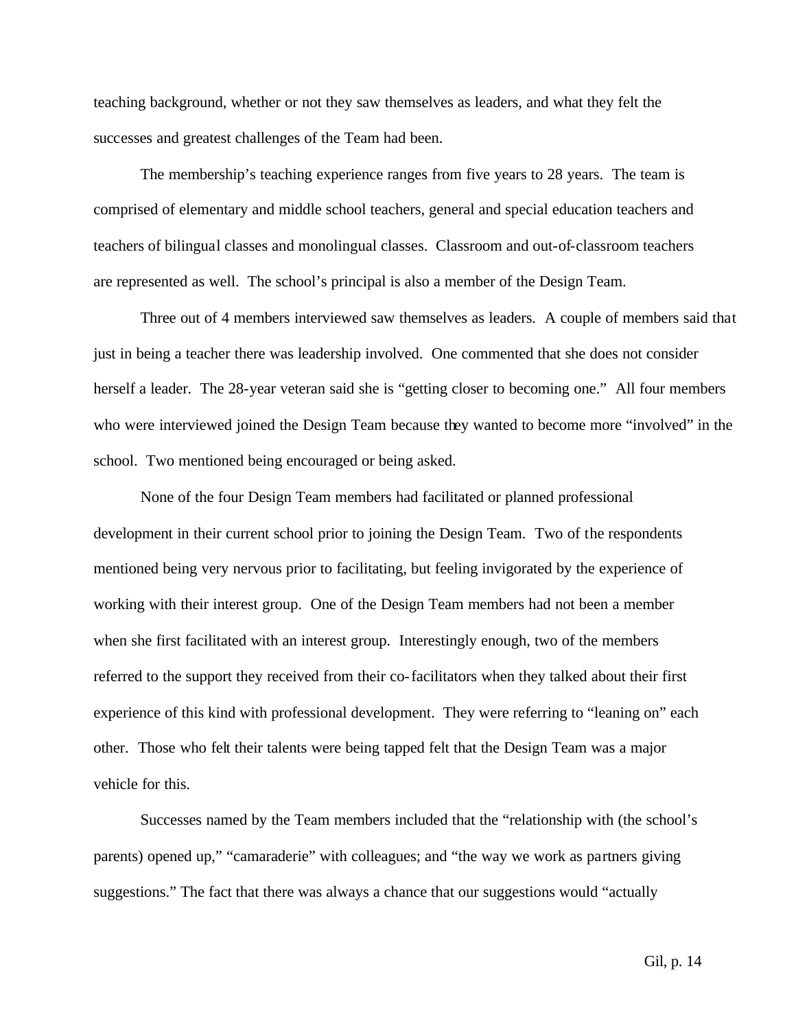teaching background, whether or not they saw themselves as leaders, and what they felt the successes and greatest challenges of the Team had been.

The membership's teaching experience ranges from five years to 28 years. The team is comprised of elementary and middle school teachers, general and special education teachers and teachers of bilingual classes and monolingual classes. Classroom and out-of-classroom teachers are represented as well. The school's principal is also a member of the Design Team.

Three out of 4 members interviewed saw themselves as leaders. A couple of members said that just in being a teacher there was leadership involved. One commented that she does not consider herself a leader. The 28-year veteran said she is "getting closer to becoming one." All four members who were interviewed joined the Design Team because they wanted to become more "involved" in the school. Two mentioned being encouraged or being asked.

None of the four Design Team members had facilitated or planned professional development in their current school prior to joining the Design Team. Two of the respondents mentioned being very nervous prior to facilitating, but feeling invigorated by the experience of working with their interest group. One of the Design Team members had not been a member when she first facilitated with an interest group. Interestingly enough, two of the members referred to the support they received from their co-facilitators when they talked about their first experience of this kind with professional development. They were referring to "leaning on" each other. Those who felt their talents were being tapped felt that the Design Team was a major vehicle for this.

Successes named by the Team members included that the "relationship with (the school's parents) opened up," "camaraderie" with colleagues; and "the way we work as partners giving suggestions." The fact that there was always a chance that our suggestions would "actually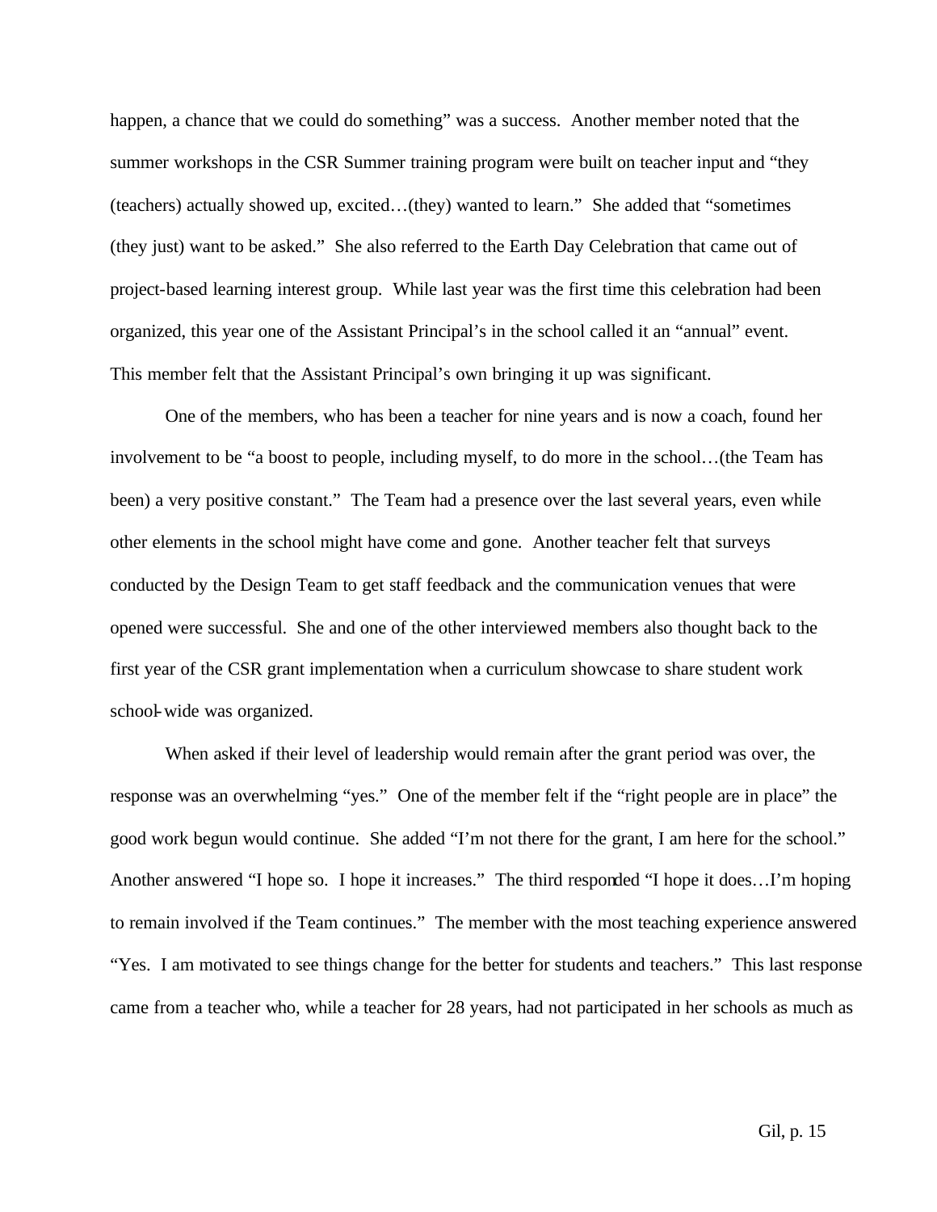happen, a chance that we could do something" was a success. Another member noted that the summer workshops in the CSR Summer training program were built on teacher input and "they (teachers) actually showed up, excited…(they) wanted to learn." She added that "sometimes (they just) want to be asked." She also referred to the Earth Day Celebration that came out of project-based learning interest group. While last year was the first time this celebration had been organized, this year one of the Assistant Principal's in the school called it an "annual" event. This member felt that the Assistant Principal's own bringing it up was significant.

One of the members, who has been a teacher for nine years and is now a coach, found her involvement to be "a boost to people, including myself, to do more in the school…(the Team has been) a very positive constant." The Team had a presence over the last several years, even while other elements in the school might have come and gone. Another teacher felt that surveys conducted by the Design Team to get staff feedback and the communication venues that were opened were successful. She and one of the other interviewed members also thought back to the first year of the CSR grant implementation when a curriculum showcase to share student work school-wide was organized.

When asked if their level of leadership would remain after the grant period was over, the response was an overwhelming "yes." One of the member felt if the "right people are in place" the good work begun would continue. She added "I'm not there for the grant, I am here for the school." Another answered "I hope so. I hope it increases." The third responded "I hope it does…I'm hoping to remain involved if the Team continues." The member with the most teaching experience answered "Yes. I am motivated to see things change for the better for students and teachers." This last response came from a teacher who, while a teacher for 28 years, had not participated in her schools as much as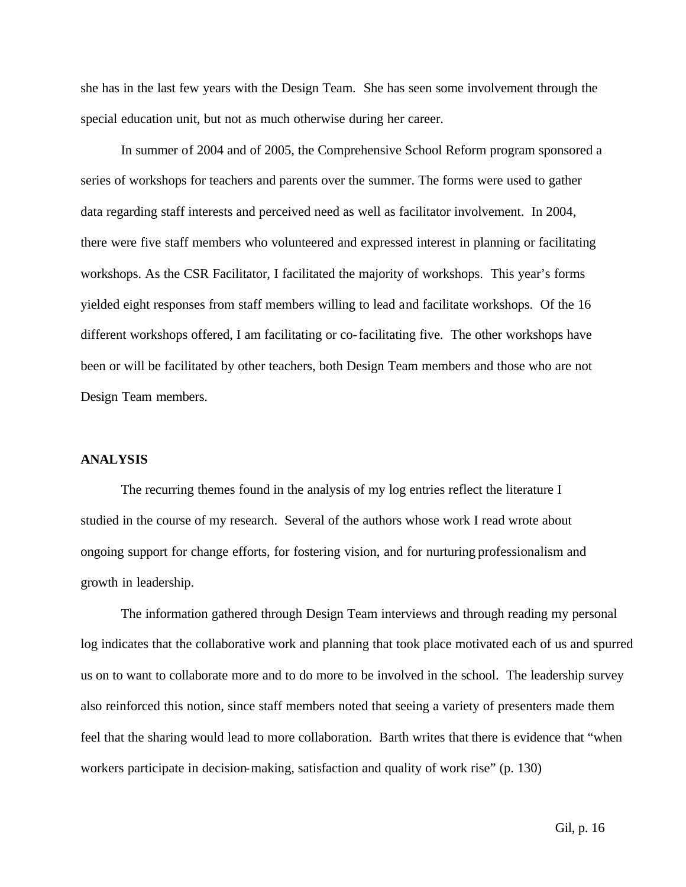she has in the last few years with the Design Team. She has seen some involvement through the special education unit, but not as much otherwise during her career.

In summer of 2004 and of 2005, the Comprehensive School Reform program sponsored a series of workshops for teachers and parents over the summer. The forms were used to gather data regarding staff interests and perceived need as well as facilitator involvement. In 2004, there were five staff members who volunteered and expressed interest in planning or facilitating workshops. As the CSR Facilitator, I facilitated the majority of workshops. This year's forms yielded eight responses from staff members willing to lead and facilitate workshops. Of the 16 different workshops offered, I am facilitating or co-facilitating five. The other workshops have been or will be facilitated by other teachers, both Design Team members and those who are not Design Team members.

**ANALYSIS**

The recurring themes found in the analysis of my log entries reflect the literature I studied in the course of my research. Several of the authors whose work I read wrote about ongoing support for change efforts, for fostering vision, and for nurturing professionalism and growth in leadership.

The information gathered through Design Team interviews and through reading my personal log indicates that the collaborative work and planning that took place motivated each of us and spurred us on to want to collaborate more and to do more to be involved in the school. The leadership survey also reinforced this notion, since staff members noted that seeing a variety of presenters made them feel that the sharing would lead to more collaboration. Barth writes that there is evidence that "when workers participate in decision-making, satisfaction and quality of work rise" (p. 130)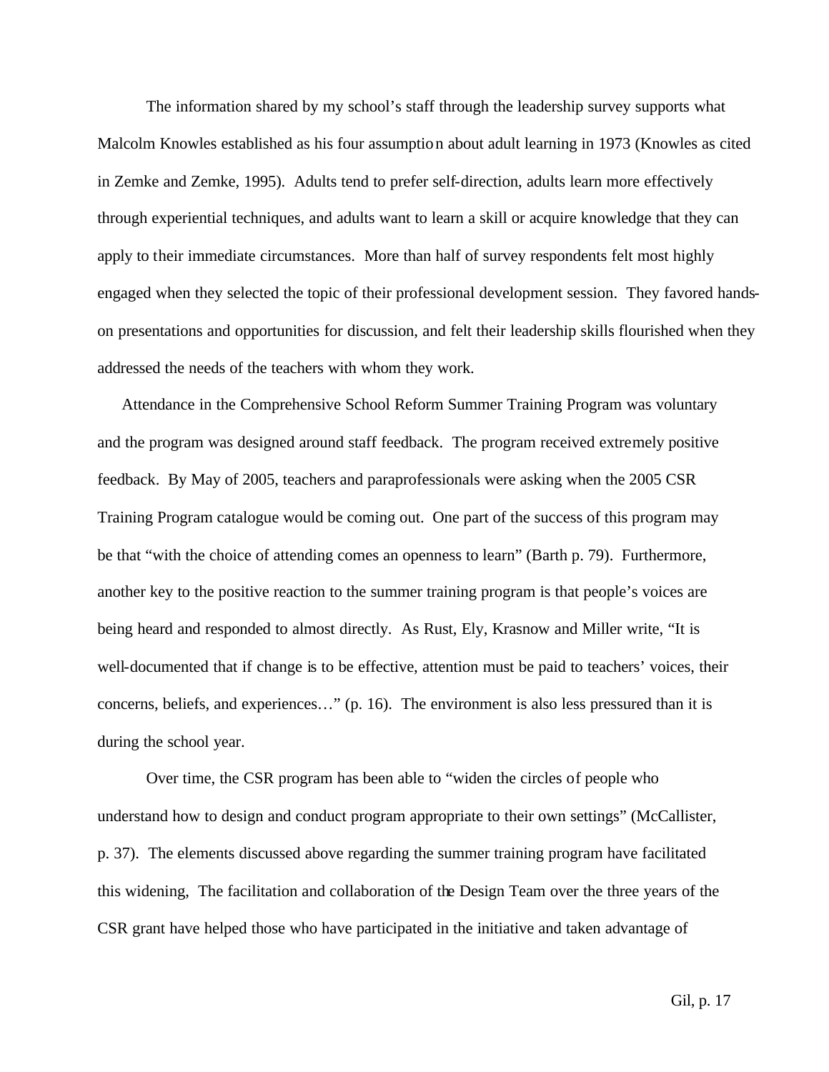The information shared by my school's staff through the leadership survey supports what Malcolm Knowles established as his four assumption about adult learning in 1973 (Knowles as cited in Zemke and Zemke, 1995). Adults tend to prefer self-direction, adults learn more effectively through experiential techniques, and adults want to learn a skill or acquire knowledge that they can apply to their immediate circumstances. More than half of survey respondents felt most highly engaged when they selected the topic of their professional development session. They favored hands-on presentations and opportunities for discussion, and felt their leadership skills flourished when they addressed the needs of the teachers with whom they work.

Attendance in the Comprehensive School Reform Summer Training Program was voluntary and the program was designed around staff feedback. The program received extremely positive feedback. By May of 2005, teachers and paraprofessionals were asking when the 2005 CSR Training Program catalogue would be coming out. One part of the success of this program may be that "with the choice of attending comes an openness to learn" (Barth p. 79). Furthermore, another key to the positive reaction to the summer training program is that people's voices are being heard and responded to almost directly. As Rust, Ely, Krasnow and Miller write, "It is well-documented that if change is to be effective, attention must be paid to teachers' voices, their concerns, beliefs, and experiences…" (p. 16). The environment is also less pressured than it is during the school year.

Over time, the CSR program has been able to "widen the circles of people who understand how to design and conduct program appropriate to their own settings" (McCallister, p. 37). The elements discussed above regarding the summer training program have facilitated this widening, The facilitation and collaboration of the Design Team over the three years of the CSR grant have helped those who have participated in the initiative and taken advantage of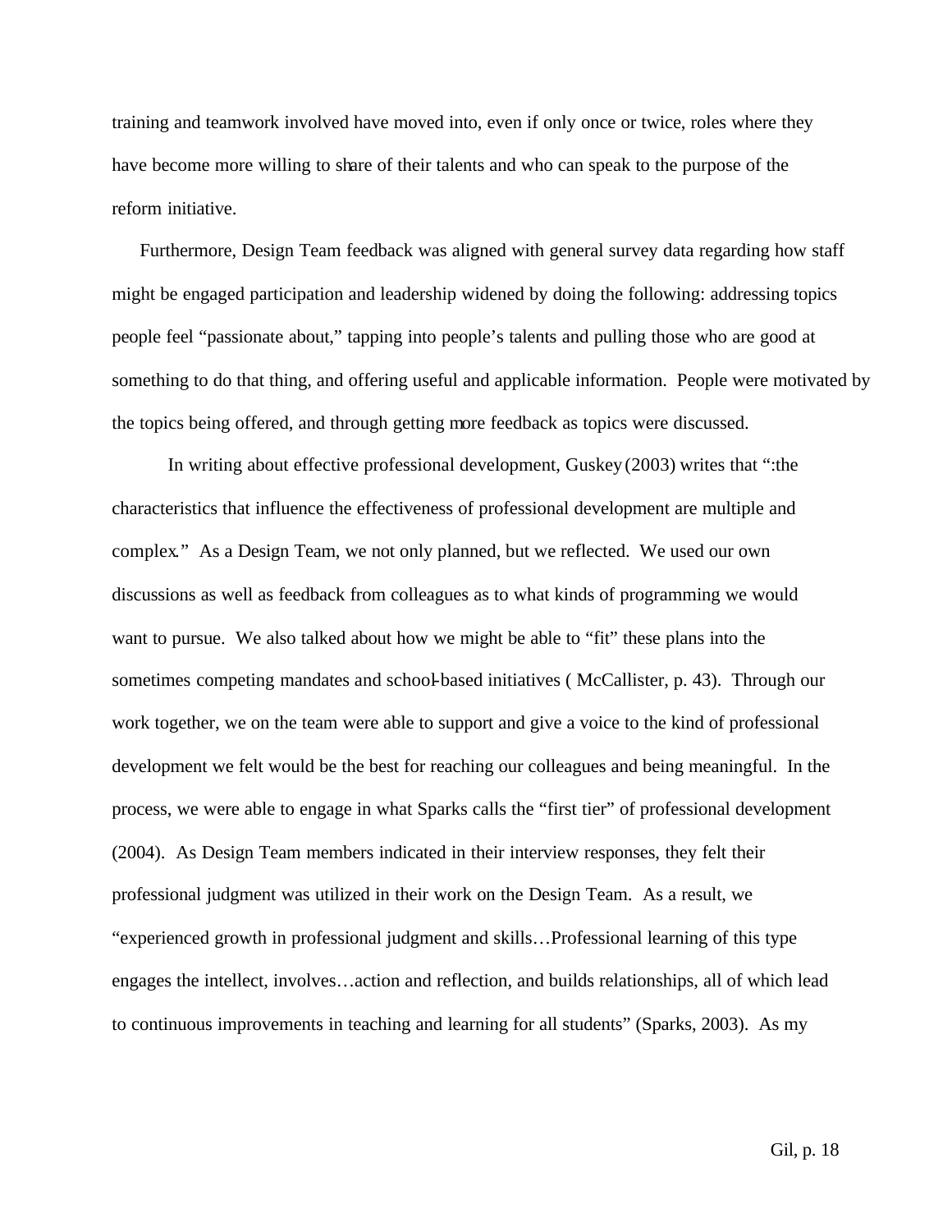training and teamwork involved have moved into, even if only once or twice, roles where they have become more willing to share of their talents and who can speak to the purpose of the reform initiative.

Furthermore, Design Team feedback was aligned with general survey data regarding how staff might be engaged participation and leadership widened by doing the following: addressing topics people feel "passionate about," tapping into people's talents and pulling those who are good at something to do that thing, and offering useful and applicable information. People were motivated by the topics being offered, and through getting more feedback as topics were discussed.

In writing about effective professional development, Guskey (2003) writes that ":the characteristics that influence the effectiveness of professional development are multiple and complex." As a Design Team, we not only planned, but we reflected. We used our own discussions as well as feedback from colleagues as to what kinds of programming we would want to pursue. We also talked about how we might be able to "fit" these plans into the sometimes competing mandates and school-based initiatives ( McCallister, p. 43). Through our work together, we on the team were able to support and give a voice to the kind of professional development we felt would be the best for reaching our colleagues and being meaningful. In the process, we were able to engage in what Sparks calls the "first tier" of professional development (2004). As Design Team members indicated in their interview responses, they felt their professional judgment was utilized in their work on the Design Team. As a result, we "experienced growth in professional judgment and skills…Professional learning of this type engages the intellect, involves…action and reflection, and builds relationships, all of which lead to continuous improvements in teaching and learning for all students" (Sparks, 2003). As my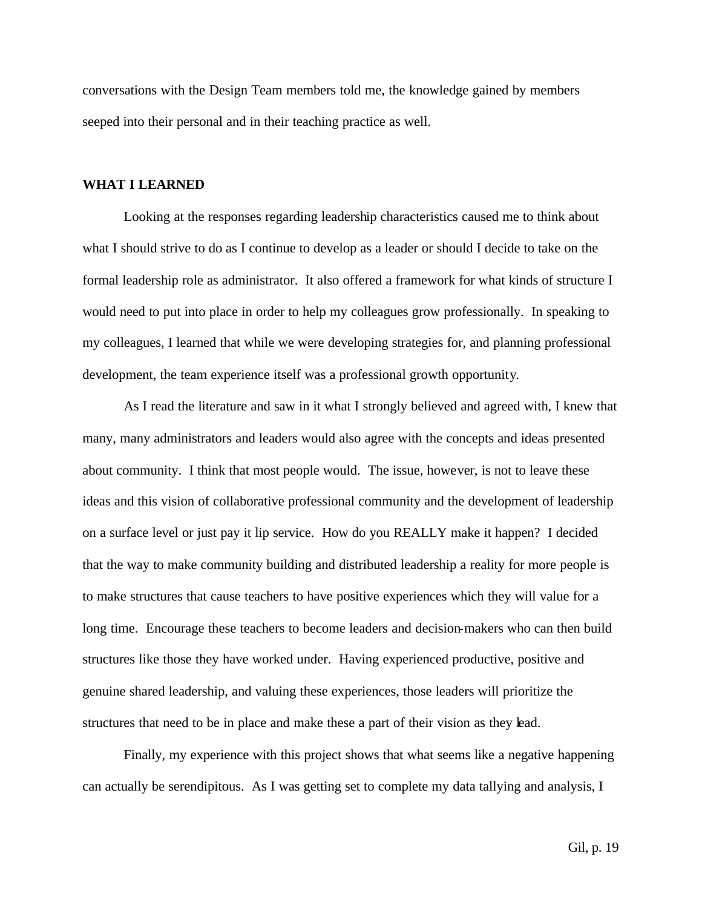conversations with the Design Team members told me, the knowledge gained by members seeped into their personal and in their teaching practice as well.

## WHAT I LEARNED

Looking at the responses regarding leadership characteristics caused me to think about what I should strive to do as I continue to develop as a leader or should I decide to take on the formal leadership role as administrator. It also offered a framework for what kinds of structure I would need to put into place in order to help my colleagues grow professionally. In speaking to my colleagues, I learned that while we were developing strategies for, and planning professional development, the team experience itself was a professional growth opportunity.

As I read the literature and saw in it what I strongly believed and agreed with, I knew that many, many administrators and leaders would also agree with the concepts and ideas presented about community. I think that most people would. The issue, however, is not to leave these ideas and this vision of collaborative professional community and the development of leadership on a surface level or just pay it lip service. How do you REALLY make it happen? I decided that the way to make community building and distributed leadership a reality for more people is to make structures that cause teachers to have positive experiences which they will value for a long time. Encourage these teachers to become leaders and decision-makers who can then build structures like those they have worked under. Having experienced productive, positive and genuine shared leadership, and valuing these experiences, those leaders will prioritize the structures that need to be in place and make these a part of their vision as they lead.

Finally, my experience with this project shows that what seems like a negative happening can actually be serendipitous. As I was getting set to complete my data tallying and analysis, I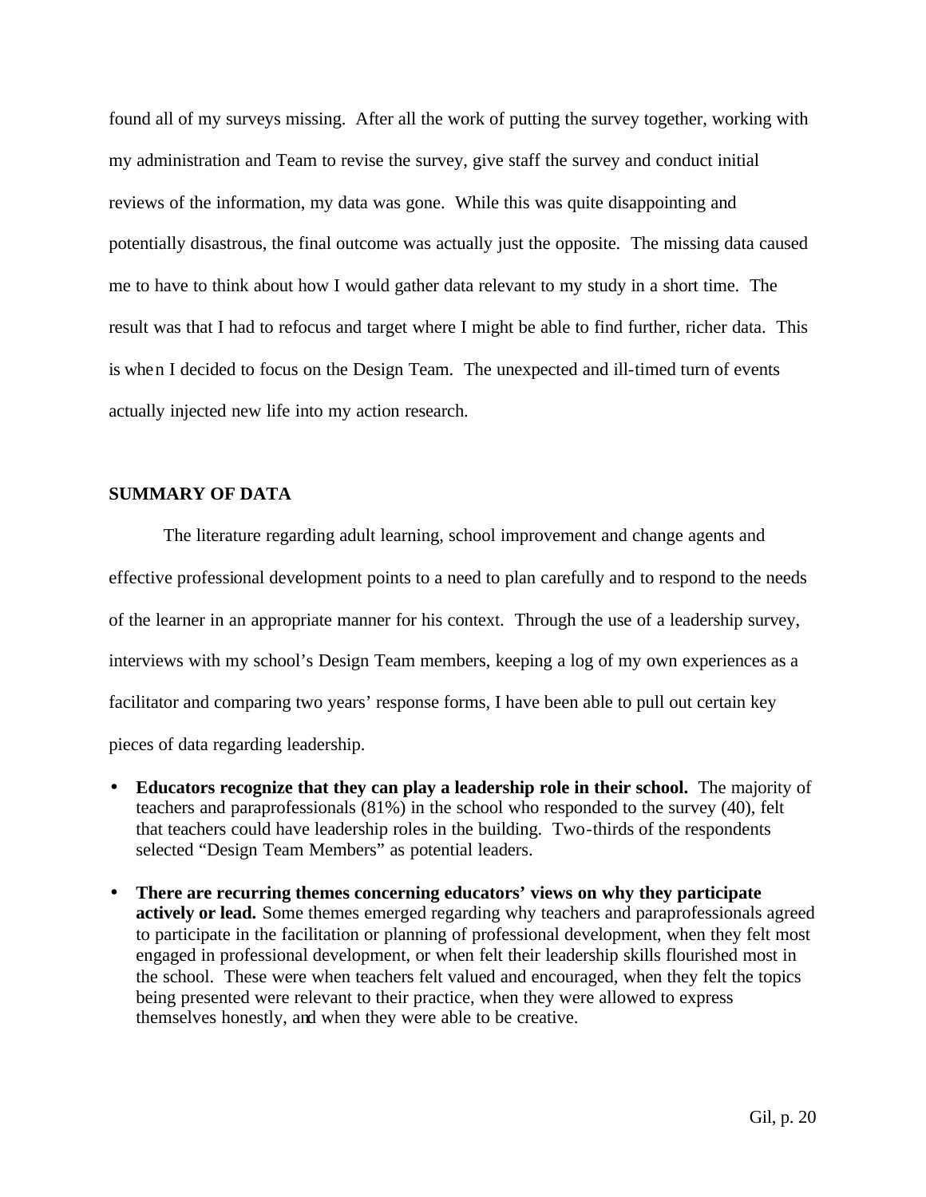found all of my surveys missing. After all the work of putting the survey together, working with my administration and Team to revise the survey, give staff the survey and conduct initial reviews of the information, my data was gone. While this was quite disappointing and potentially disastrous, the final outcome was actually just the opposite. The missing data caused me to have to think about how I would gather data relevant to my study in a short time. The result was that I had to refocus and target where I might be able to find further, richer data. This is when I decided to focus on the Design Team. The unexpected and ill-timed turn of events actually injected new life into my action research.

## SUMMARY OF DATA

The literature regarding adult learning, school improvement and change agents and effective professional development points to a need to plan carefully and to respond to the needs of the learner in an appropriate manner for his context. Through the use of a leadership survey, interviews with my school's Design Team members, keeping a log of my own experiences as a facilitator and comparing two years' response forms, I have been able to pull out certain key pieces of data regarding leadership.

- **Educators recognize that they can play a leadership role in their school.** The majority of teachers and paraprofessionals (81%) in the school who responded to the survey (40), felt that teachers could have leadership roles in the building. Two-thirds of the respondents selected "Design Team Members" as potential leaders.
- **There are recurring themes concerning educators' views on why they participate actively or lead.** Some themes emerged regarding why teachers and paraprofessionals agreed to participate in the facilitation or planning of professional development, when they felt most engaged in professional development, or when felt their leadership skills flourished most in the school. These were when teachers felt valued and encouraged, when they felt the topics being presented were relevant to their practice, when they were allowed to express themselves honestly, and when they were able to be creative.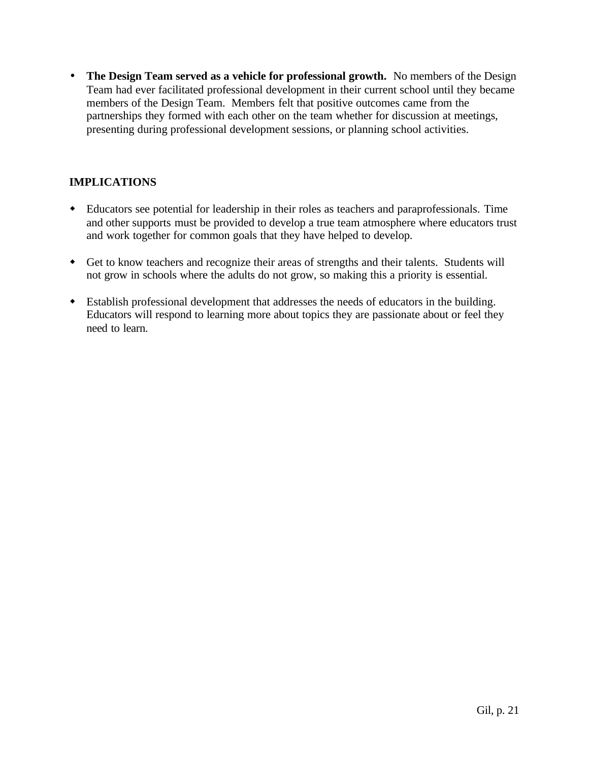- **The Design Team served as a vehicle for professional growth.** No members of the Design Team had ever facilitated professional development in their current school until they became members of the Design Team. Members felt that positive outcomes came from the partnerships they formed with each other on the team whether for discussion at meetings, presenting during professional development sessions, or planning school activities.

## IMPLICATIONS

- Educators see potential for leadership in their roles as teachers and paraprofessionals. Time and other supports must be provided to develop a true team atmosphere where educators trust and work together for common goals that they have helped to develop.

- Get to know teachers and recognize their areas of strengths and their talents. Students will not grow in schools where the adults do not grow, so making this a priority is essential.

- Establish professional development that addresses the needs of educators in the building. Educators will respond to learning more about topics they are passionate about or feel they need to learn.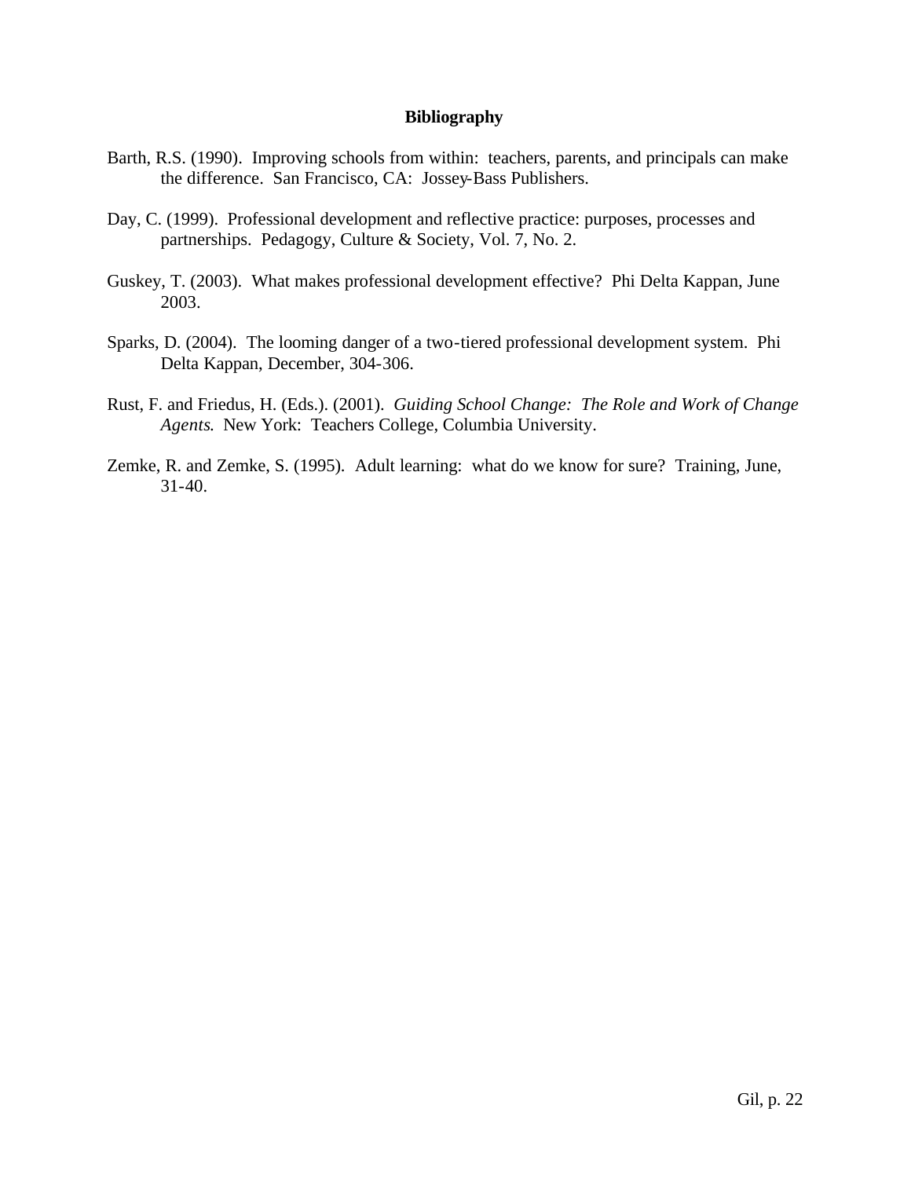**Bibliography**

Barth, R.S. (1990). Improving schools from within: teachers, parents, and principals can make the difference. San Francisco, CA: Jossey-Bass Publishers.

Day, C. (1999). Professional development and reflective practice: purposes, processes and partnerships. Pedagogy, Culture & Society, Vol. 7, No. 2.

Guskey, T. (2003). What makes professional development effective? Phi Delta Kappan, June 2003.

Sparks, D. (2004). The looming danger of a two-tiered professional development system. Phi Delta Kappan, December, 304-306.

Rust, F. and Friedus, H. (Eds.). (2001). *Guiding School Change: The Role and Work of Change Agents.* New York: Teachers College, Columbia University.

Zemke, R. and Zemke, S. (1995). Adult learning: what do we know for sure? Training, June, 31-40.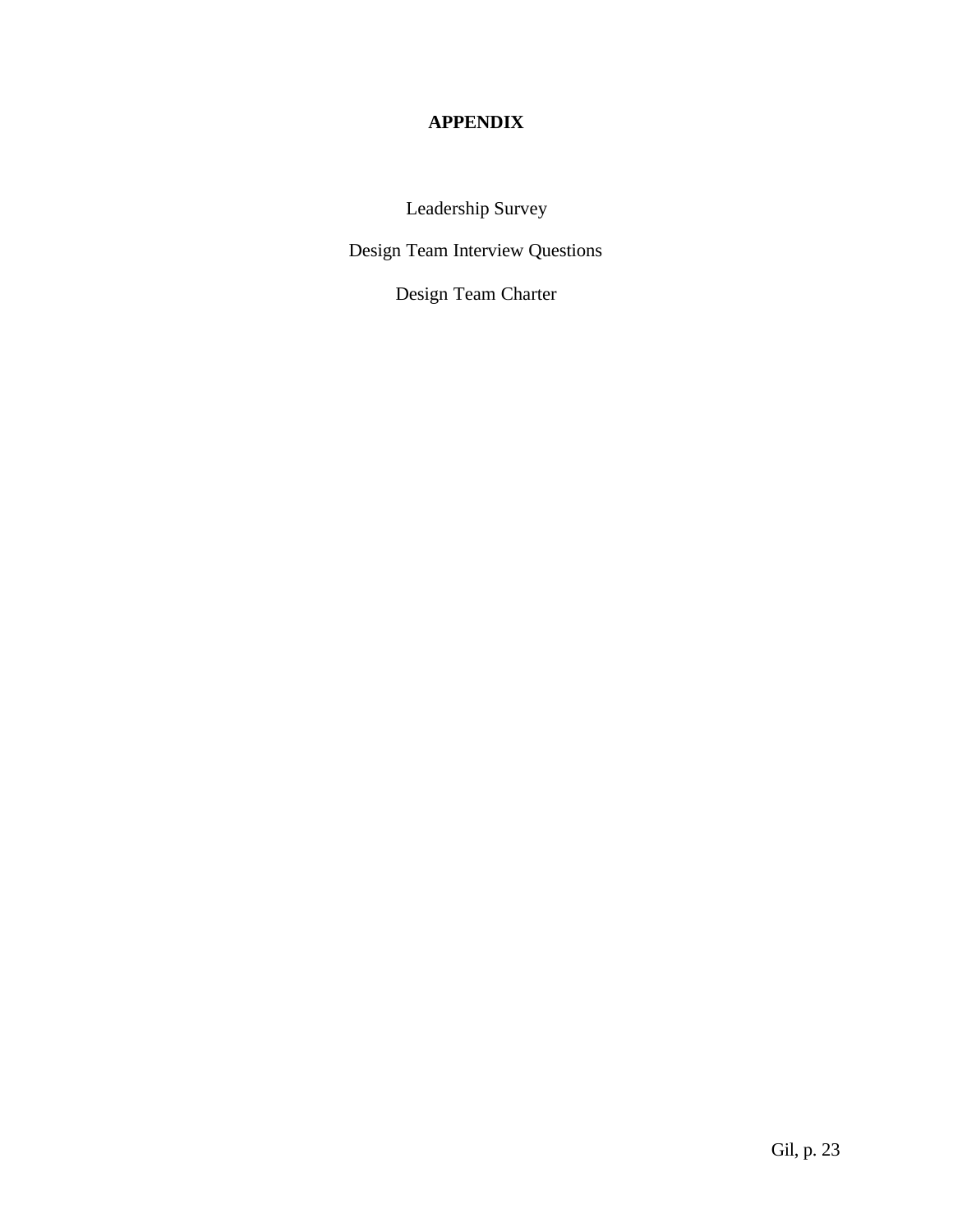# APPENDIX

Leadership Survey

Design Team Interview Questions

Design Team Charter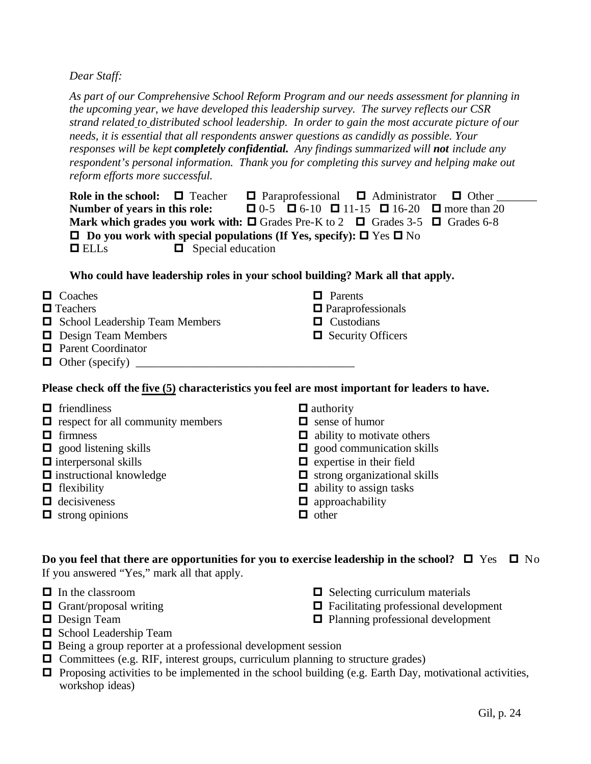*Dear Staff:*

*As part of our Comprehensive School Reform Program and our needs assessment for planning in the upcoming year, we have developed this leadership survey. The survey reflects our CSR strand related to distributed school leadership. In order to gain the most accurate picture of our needs, it is essential that all respondents answer questions as candidly as possible. Your responses will be kept* ***completely confidential.*** *Any findings summarized will* ***not*** *include any respondent's personal information. Thank you for completing this survey and helping make out reform efforts more successful.*

**Role in the school:** ☐ Teacher ☐ Paraprofessional ☐ Administrator ☐ Other _______
**Number of years in this role:** ☐ 0-5 ☐ 6-10 ☐ 11-15 ☐ 16-20 ☐ more than 20
**Mark which grades you work with:** ☐ Grades Pre-K to 2 ☐ Grades 3-5 ☐ Grades 6-8
☐ **Do you work with special populations (If Yes, specify):** ☐ Yes ☐ No
☐ ELLs ☐ Special education

**Who could have leadership roles in your school building? Mark all that apply.**

- ☐ Coaches
- ☐ Teachers
- ☐ School Leadership Team Members
- ☐ Design Team Members
- ☐ Parent Coordinator
- ☐ Other (specify) _____________________________________
- ☐ Parents
- ☐ Paraprofessionals
- ☐ Custodians
- ☐ Security Officers

**Please check off the five (5) characteristics you feel are most important for leaders to have.**

- ☐ friendliness
- ☐ respect for all community members
- ☐ firmness
- ☐ good listening skills
- ☐ interpersonal skills
- ☐ instructional knowledge
- ☐ flexibility
- ☐ decisiveness
- ☐ strong opinions
- ☐ authority
- ☐ sense of humor
- ☐ ability to motivate others
- ☐ good communication skills
- ☐ expertise in their field
- ☐ strong organizational skills
- ☐ ability to assign tasks
- ☐ approachability
- ☐ other

**Do you feel that there are opportunities for you to exercise leadership in the school?** ☐ Yes ☐ No
If you answered "Yes," mark all that apply.

- ☐ In the classroom
- ☐ Grant/proposal writing
- ☐ Design Team
- ☐ School Leadership Team
- ☐ Selecting curriculum materials
- ☐ Facilitating professional development
- ☐ Planning professional development
- ☐ Being a group reporter at a professional development session
- ☐ Committees (e.g. RIF, interest groups, curriculum planning to structure grades)
- ☐ Proposing activities to be implemented in the school building (e.g. Earth Day, motivational activities, workshop ideas)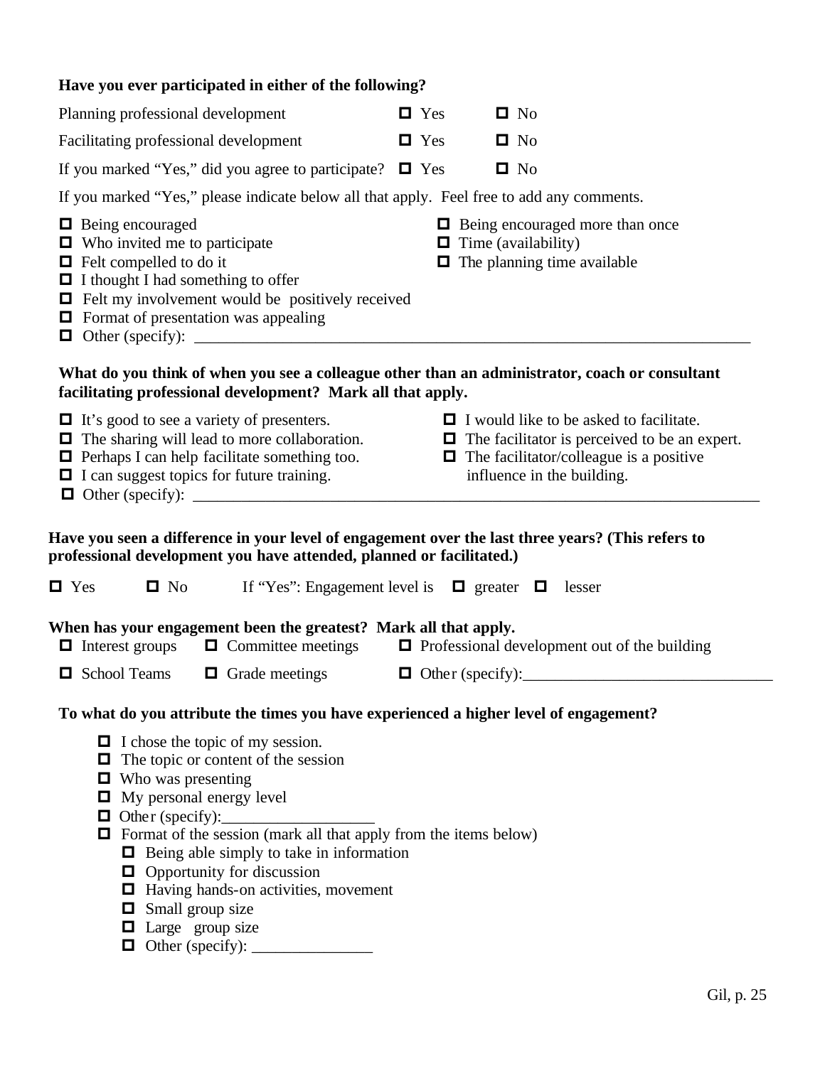**Have you ever participated in either of the following?**

Planning professional development ☐ Yes ☐ No

Facilitating professional development ☐ Yes ☐ No

If you marked "Yes," did you agree to participate? ☐ Yes ☐ No

If you marked "Yes," please indicate below all that apply. Feel free to add any comments.

- ☐ Being encouraged
- ☐ Who invited me to participate
- ☐ Felt compelled to do it
- ☐ I thought I had something to offer
- ☐ Felt my involvement would be positively received
- ☐ Format of presentation was appealing
- ☐ Being encouraged more than once
- ☐ Time (availability)
- ☐ The planning time available
- ☐ Other (specify): ___________________________________________________________________________

**What do you think of when you see a colleague other than an administrator, coach or consultant facilitating professional development? Mark all that apply.**

- ☐ It's good to see a variety of presenters.
- ☐ The sharing will lead to more collaboration.
- ☐ Perhaps I can help facilitate something too.
- ☐ I can suggest topics for future training.
- ☐ I would like to be asked to facilitate.
- ☐ The facilitator is perceived to be an expert.
- ☐ The facilitator/colleague is a positive influence in the building.
- ☐ Other (specify): ___________________________________________________________________________

**Have you seen a difference in your level of engagement over the last three years? (This refers to professional development you have attended, planned or facilitated.)**

☐ Yes ☐ No If "Yes": Engagement level is ☐ greater ☐ lesser

**When has your engagement been the greatest? Mark all that apply.**

- ☐ Interest groups
- ☐ Committee meetings
- ☐ Professional development out of the building
- ☐ School Teams
- ☐ Grade meetings
- ☐ Other (specify):______________________________

**To what do you attribute the times you have experienced a higher level of engagement?**

- ☐ I chose the topic of my session.
- ☐ The topic or content of the session
- ☐ Who was presenting
- ☐ My personal energy level
- ☐ Other (specify):___________________
- ☐ Format of the session (mark all that apply from the items below)
  - ☐ Being able simply to take in information
  - ☐ Opportunity for discussion
  - ☐ Having hands-on activities, movement
  - ☐ Small group size
  - ☐ Large group size
  - ☐ Other (specify): _______________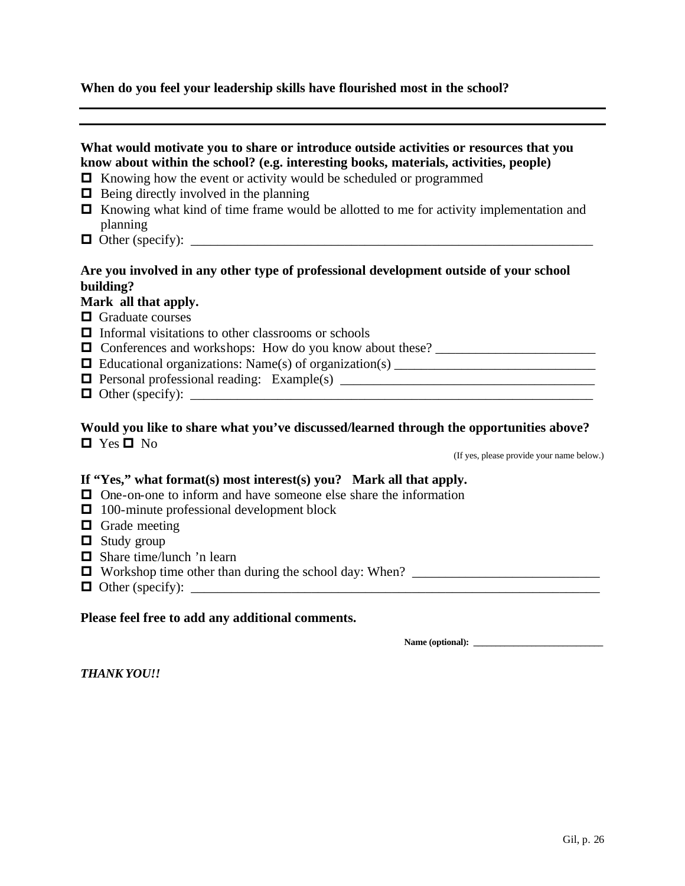**When do you feel your leadership skills have flourished most in the school?**

---

---

**What would motivate you to share or introduce outside activities or resources that you know about within the school? (e.g. interesting books, materials, activities, people)**

- ☐ Knowing how the event or activity would be scheduled or programmed
- ☐ Being directly involved in the planning
- ☐ Knowing what kind of time frame would be allotted to me for activity implementation and planning
- ☐ Other (specify): _______________________________________________________________

**Are you involved in any other type of professional development outside of your school building?**

**Mark all that apply.**

- ☐ Graduate courses
- ☐ Informal visitations to other classrooms or schools
- ☐ Conferences and workshops: How do you know about these? ________________________
- ☐ Educational organizations: Name(s) of organization(s) ______________________________
- ☐ Personal professional reading: Example(s) _____________________________________
- ☐ Other (specify): _______________________________________________________________

**Would you like to share what you've discussed/learned through the opportunities above?**

☐ Yes ☐ No

(If yes, please provide your name below.)

**If "Yes," what format(s) most interest(s) you? Mark all that apply.**

- ☐ One-on-one to inform and have someone else share the information
- ☐ 100-minute professional development block
- ☐ Grade meeting
- ☐ Study group
- ☐ Share time/lunch 'n learn
- ☐ Workshop time other than during the school day: When? ____________________________
- ☐ Other (specify): _________________________________________________________________

**Please feel free to add any additional comments.**

**Name (optional):** ____________________________

***THANK YOU!!***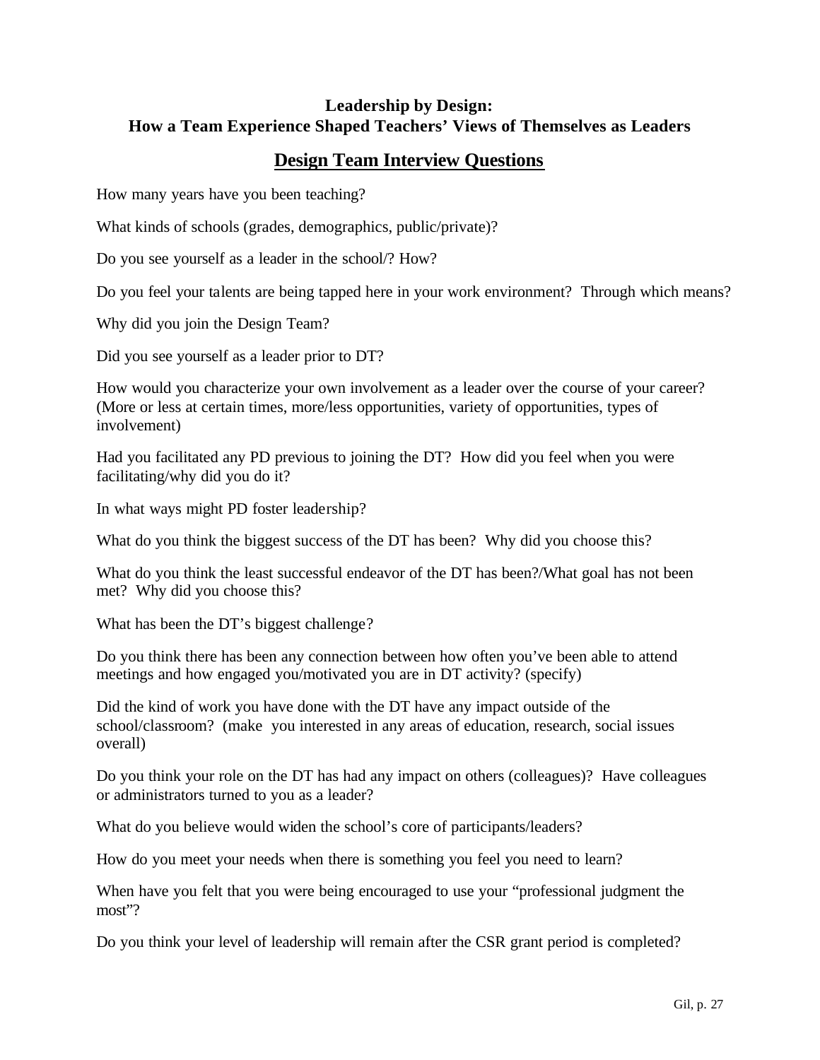**Leadership by Design:**
**How a Team Experience Shaped Teachers' Views of Themselves as Leaders**

## Design Team Interview Questions

How many years have you been teaching?

What kinds of schools (grades, demographics, public/private)?

Do you see yourself as a leader in the school/? How?

Do you feel your talents are being tapped here in your work environment? Through which means?

Why did you join the Design Team?

Did you see yourself as a leader prior to DT?

How would you characterize your own involvement as a leader over the course of your career? (More or less at certain times, more/less opportunities, variety of opportunities, types of involvement)

Had you facilitated any PD previous to joining the DT? How did you feel when you were facilitating/why did you do it?

In what ways might PD foster leadership?

What do you think the biggest success of the DT has been? Why did you choose this?

What do you think the least successful endeavor of the DT has been?/What goal has not been met? Why did you choose this?

What has been the DT's biggest challenge?

Do you think there has been any connection between how often you've been able to attend meetings and how engaged you/motivated you are in DT activity? (specify)

Did the kind of work you have done with the DT have any impact outside of the school/classroom? (make you interested in any areas of education, research, social issues overall)

Do you think your role on the DT has had any impact on others (colleagues)? Have colleagues or administrators turned to you as a leader?

What do you believe would widen the school's core of participants/leaders?

How do you meet your needs when there is something you feel you need to learn?

When have you felt that you were being encouraged to use your "professional judgment the most"?

Do you think your level of leadership will remain after the CSR grant period is completed?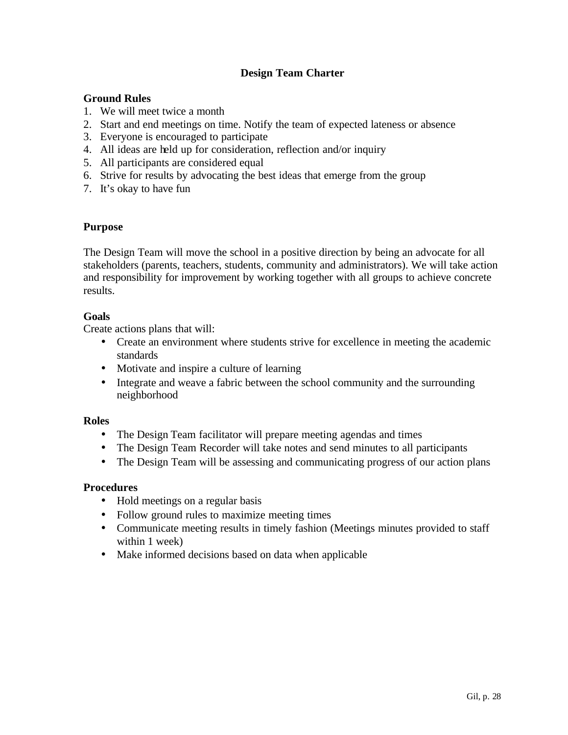# Design Team Charter

**Ground Rules**

1. We will meet twice a month
2. Start and end meetings on time. Notify the team of expected lateness or absence
3. Everyone is encouraged to participate
4. All ideas are held up for consideration, reflection and/or inquiry
5. All participants are considered equal
6. Strive for results by advocating the best ideas that emerge from the group
7. It's okay to have fun

**Purpose**

The Design Team will move the school in a positive direction by being an advocate for all stakeholders (parents, teachers, students, community and administrators). We will take action and responsibility for improvement by working together with all groups to achieve concrete results.

**Goals**

Create actions plans that will:

- Create an environment where students strive for excellence in meeting the academic standards
- Motivate and inspire a culture of learning
- Integrate and weave a fabric between the school community and the surrounding neighborhood

**Roles**

- The Design Team facilitator will prepare meeting agendas and times
- The Design Team Recorder will take notes and send minutes to all participants
- The Design Team will be assessing and communicating progress of our action plans

**Procedures**

- Hold meetings on a regular basis
- Follow ground rules to maximize meeting times
- Communicate meeting results in timely fashion (Meetings minutes provided to staff within 1 week)
- Make informed decisions based on data when applicable